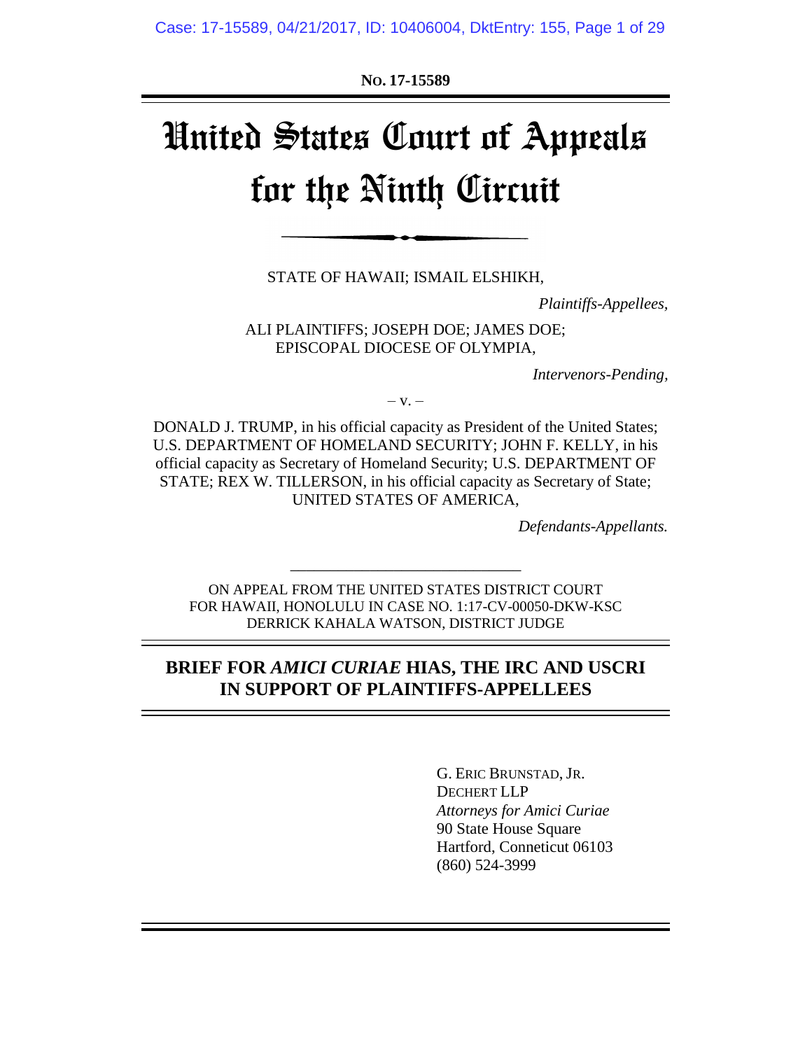**No. 17-15589**

# United States Court of Appeals for the Ninth Circuit

STATE OF HAWAII; ISMAIL ELSHIKH,

*Plaintiffs-Appellees,*

ALI PLAINTIFFS; JOSEPH DOE; JAMES DOE; EPISCOPAL DIOCESE OF OLYMPIA,

*Intervenors-Pending,*

– v. –

DONALD J. TRUMP, in his official capacity as President of the United States; U.S. DEPARTMENT OF HOMELAND SECURITY; JOHN F. KELLY, in his official capacity as Secretary of Homeland Security; U.S. DEPARTMENT OF STATE; REX W. TILLERSON, in his official capacity as Secretary of State; UNITED STATES OF AMERICA,

*Defendants-Appellants.*

---

ON APPEAL FROM THE UNITED STATES DISTRICT COURT FOR HAWAII, HONOLULU IN CASE NO. 1:17-CV-00050-DKW-KSC DERRICK KAHALA WATSON, DISTRICT JUDGE

## BRIEF FOR *AMICI CURIAE* HIAS, THE IRC AND USCRI IN SUPPORT OF PLAINTIFFS-APPELLEES

G. ERIC BRUNSTAD, JR.
DECHERT LLP
*Attorneys for Amici Curiae*
90 State House Square
Hartford, Connecticut 06103
(860) 524-3999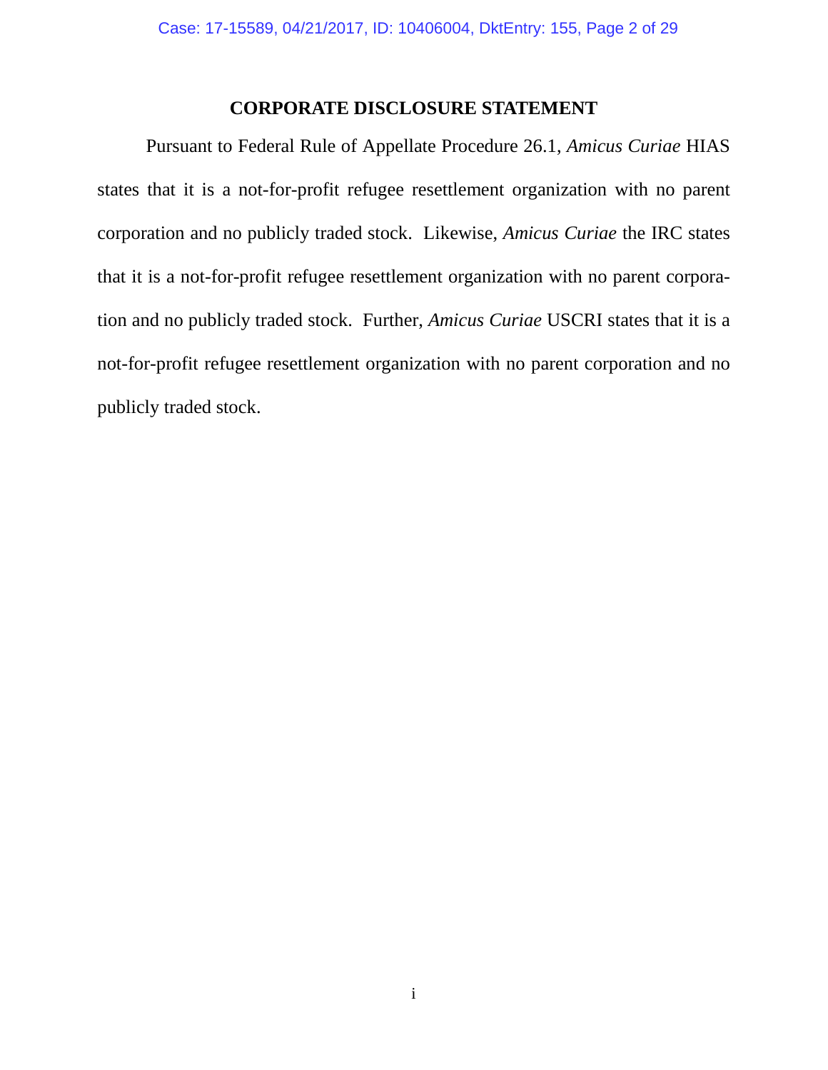# CORPORATE DISCLOSURE STATEMENT

Pursuant to Federal Rule of Appellate Procedure 26.1, *Amicus Curiae* HIAS states that it is a not-for-profit refugee resettlement organization with no parent corporation and no publicly traded stock. Likewise, *Amicus Curiae* the IRC states that it is a not-for-profit refugee resettlement organization with no parent corporation and no publicly traded stock. Further, *Amicus Curiae* USCRI states that it is a not-for-profit refugee resettlement organization with no parent corporation and no publicly traded stock.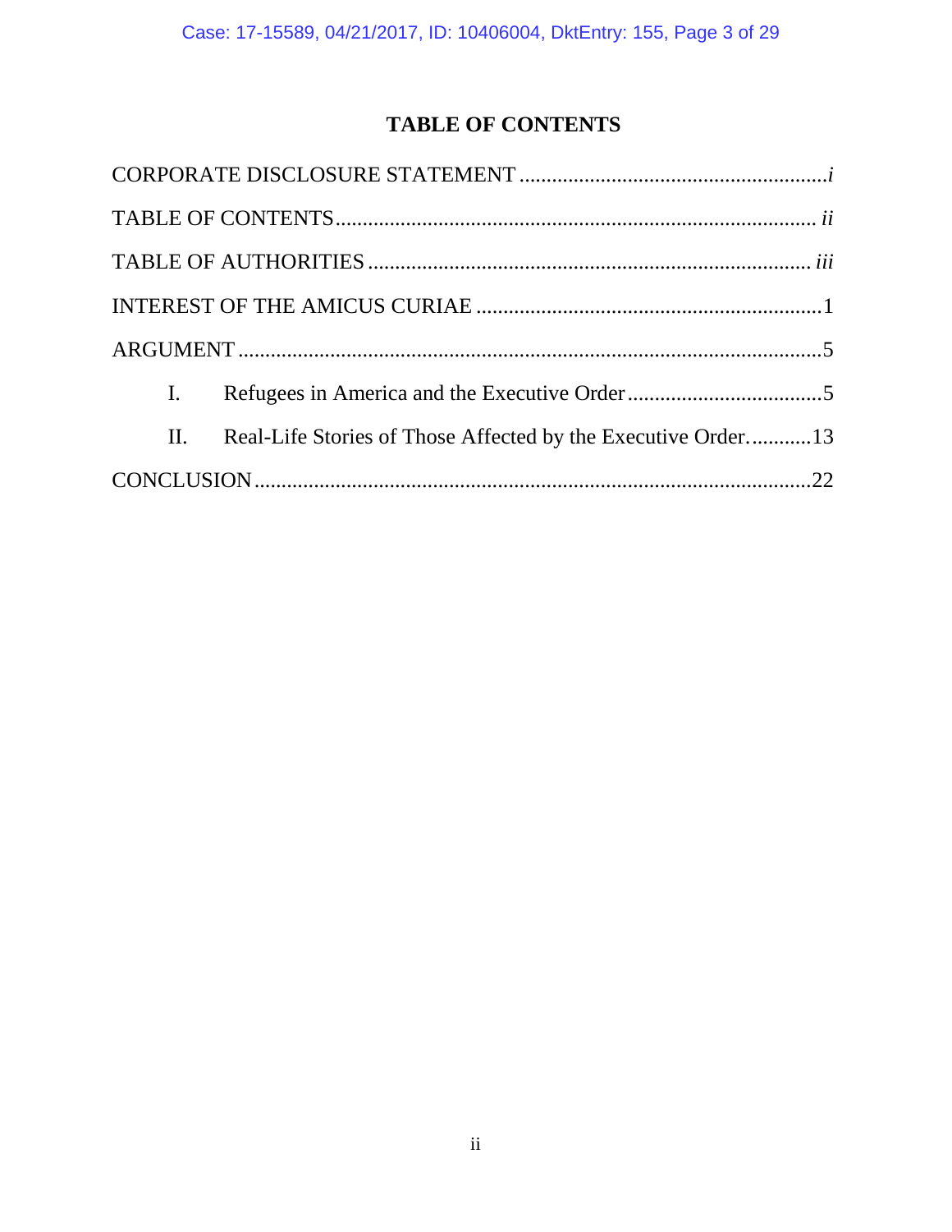# TABLE OF CONTENTS

CORPORATE DISCLOSURE STATEMENT ........................................................ *i*

TABLE OF CONTENTS ........................................................................................ *ii*

TABLE OF AUTHORITIES ................................................................................ *iii*

INTEREST OF THE AMICUS CURIAE ................................................................ 1

ARGUMENT .......................................................................................................... 5

I. Refugees in America and the Executive Order .................................... 5

II. Real-Life Stories of Those Affected by the Executive Order. ........... 13

CONCLUSION ...................................................................................................... 22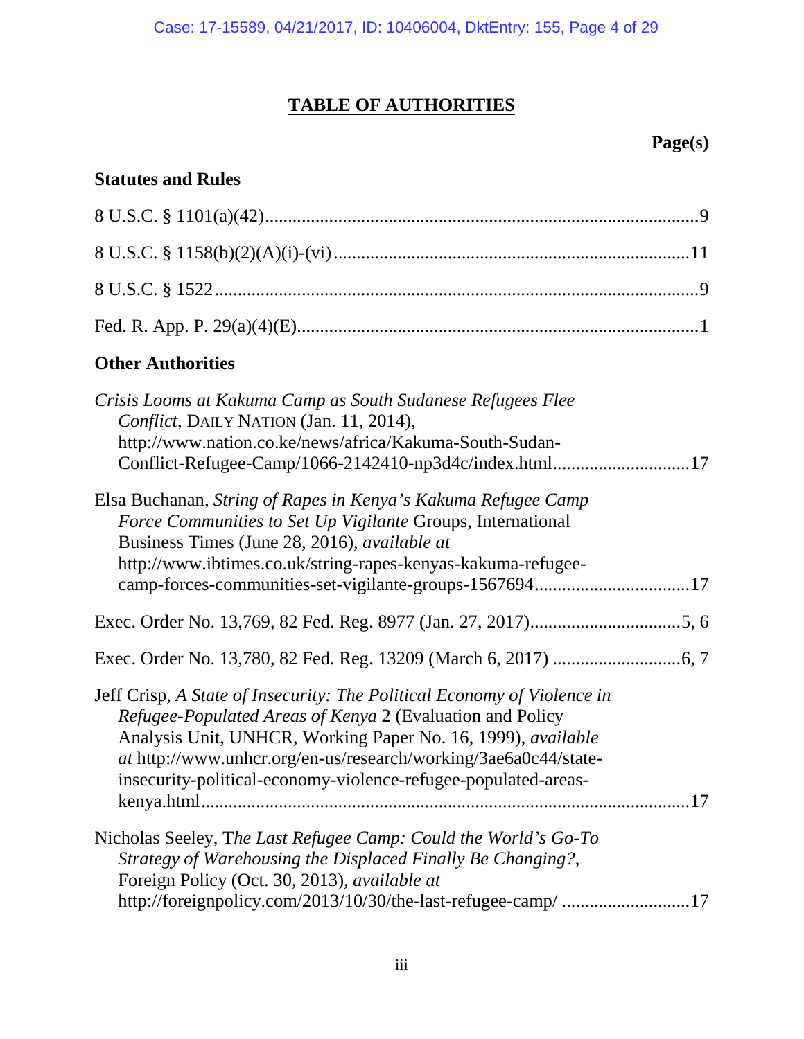# TABLE OF AUTHORITIES

**Page(s)**

## Statutes and Rules

8 U.S.C. § 1101(a)(42) .......... 9

8 U.S.C. § 1158(b)(2)(A)(i)-(vi) .......... 11

8 U.S.C. § 1522 .......... 9

Fed. R. App. P. 29(a)(4)(E) .......... 1

## Other Authorities

*Crisis Looms at Kakuma Camp as South Sudanese Refugees Flee Conflict*, DAILY NATION (Jan. 11, 2014), http://www.nation.co.ke/news/africa/Kakuma-South-Sudan-Conflict-Refugee-Camp/1066-2142410-np3d4c/index.html .......... 17

Elsa Buchanan, *String of Rapes in Kenya's Kakuma Refugee Camp Force Communities to Set Up Vigilante* Groups, International Business Times (June 28, 2016), *available at* http://www.ibtimes.co.uk/string-rapes-kenyas-kakuma-refugee-camp-forces-communities-set-vigilante-groups-1567694 .......... 17

Exec. Order No. 13,769, 82 Fed. Reg. 8977 (Jan. 27, 2017) .......... 5, 6

Exec. Order No. 13,780, 82 Fed. Reg. 13209 (March 6, 2017) .......... 6, 7

Jeff Crisp, *A State of Insecurity: The Political Economy of Violence in Refugee-Populated Areas of Kenya* 2 (Evaluation and Policy Analysis Unit, UNHCR, Working Paper No. 16, 1999), *available at* http://www.unhcr.org/en-us/research/working/3ae6a0c44/state-insecurity-political-economy-violence-refugee-populated-areas-kenya.html .......... 17

Nicholas Seeley, T*he Last Refugee Camp: Could the World's Go-To Strategy of Warehousing the Displaced Finally Be Changing?*, Foreign Policy (Oct. 30, 2013), *available at* http://foreignpolicy.com/2013/10/30/the-last-refugee-camp/ .......... 17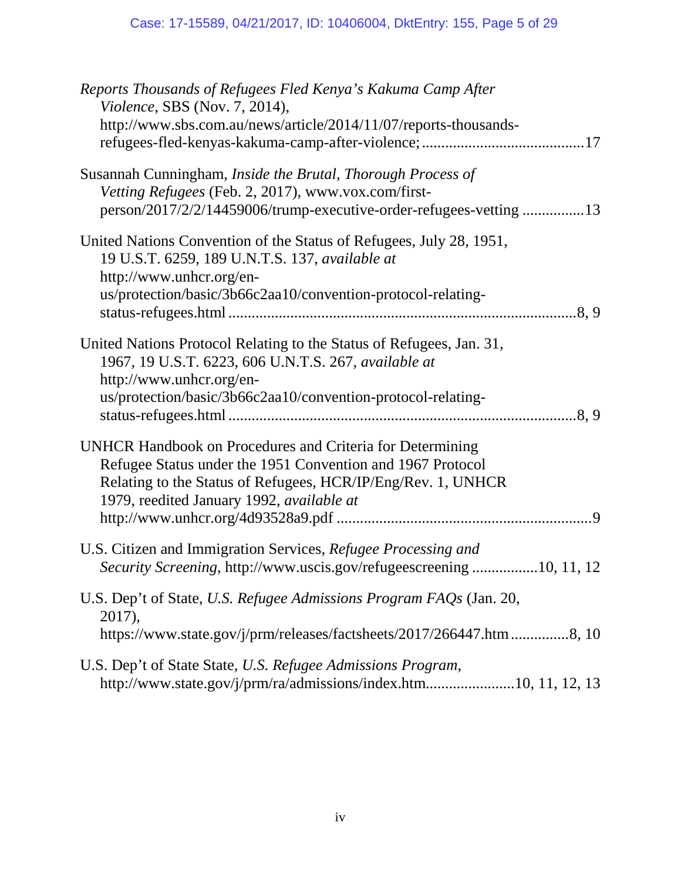*Reports Thousands of Refugees Fled Kenya's Kakuma Camp After Violence*, SBS (Nov. 7, 2014), http://www.sbs.com.au/news/article/2014/11/07/reports-thousands-refugees-fled-kenyas-kakuma-camp-after-violence; .......................................... 17

Susannah Cunningham, *Inside the Brutal, Thorough Process of Vetting Refugees* (Feb. 2, 2017), www.vox.com/first-person/2017/2/2/14459006/trump-executive-order-refugees-vetting ................ 13

United Nations Convention of the Status of Refugees, July 28, 1951, 19 U.S.T. 6259, 189 U.N.T.S. 137, *available at* http://www.unhcr.org/en-us/protection/basic/3b66c2aa10/convention-protocol-relating-status-refugees.html ......................................................................................... 8, 9

United Nations Protocol Relating to the Status of Refugees, Jan. 31, 1967, 19 U.S.T. 6223, 606 U.N.T.S. 267, *available at* http://www.unhcr.org/en-us/protection/basic/3b66c2aa10/convention-protocol-relating-status-refugees.html ......................................................................................... 8, 9

UNHCR Handbook on Procedures and Criteria for Determining Refugee Status under the 1951 Convention and 1967 Protocol Relating to the Status of Refugees, HCR/IP/Eng/Rev. 1, UNHCR 1979, reedited January 1992, *available at* http://www.unhcr.org/4d93528a9.pdf ................................................................. 9

U.S. Citizen and Immigration Services, *Refugee Processing and Security Screening*, http://www.uscis.gov/refugeescreening ................. 10, 11, 12

U.S. Dep't of State, *U.S. Refugee Admissions Program FAQs* (Jan. 20, 2017), https://www.state.gov/j/prm/releases/factsheets/2017/266447.htm ............... 8, 10

U.S. Dep't of State State, *U.S. Refugee Admissions Program*, http://www.state.gov/j/prm/ra/admissions/index.htm....................... 10, 11, 12, 13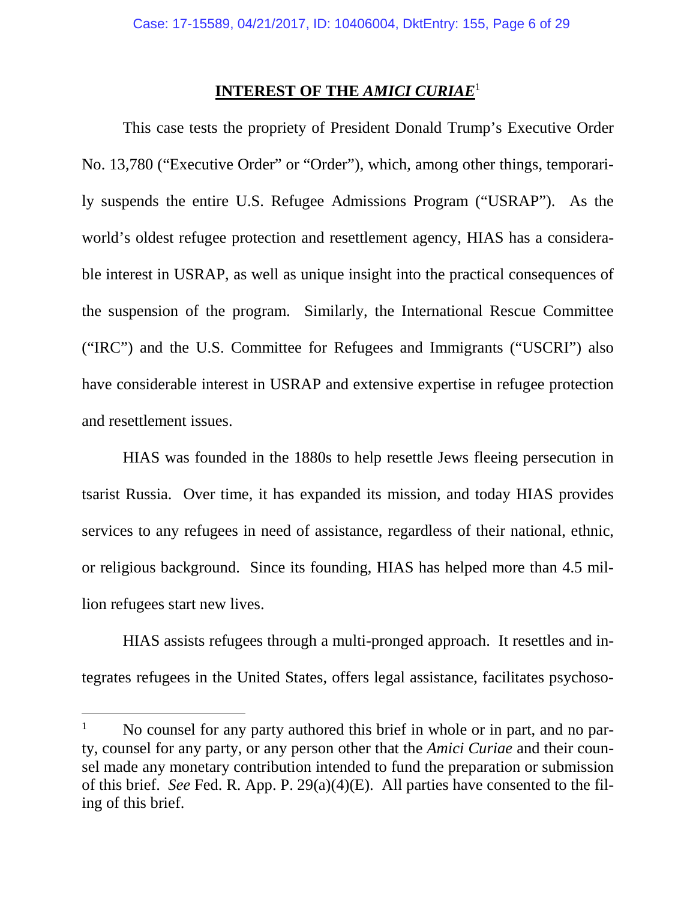## INTEREST OF THE *AMICI CURIAE*[1]

This case tests the propriety of President Donald Trump's Executive Order No. 13,780 ("Executive Order" or "Order"), which, among other things, temporarily suspends the entire U.S. Refugee Admissions Program ("USRAP"). As the world's oldest refugee protection and resettlement agency, HIAS has a considerable interest in USRAP, as well as unique insight into the practical consequences of the suspension of the program. Similarly, the International Rescue Committee ("IRC") and the U.S. Committee for Refugees and Immigrants ("USCRI") also have considerable interest in USRAP and extensive expertise in refugee protection and resettlement issues.

HIAS was founded in the 1880s to help resettle Jews fleeing persecution in tsarist Russia. Over time, it has expanded its mission, and today HIAS provides services to any refugees in need of assistance, regardless of their national, ethnic, or religious background. Since its founding, HIAS has helped more than 4.5 million refugees start new lives.

HIAS assists refugees through a multi-pronged approach. It resettles and integrates refugees in the United States, offers legal assistance, facilitates psychoso-

---

[1] No counsel for any party authored this brief in whole or in part, and no party, counsel for any party, or any person other that the *Amici Curiae* and their counsel made any monetary contribution intended to fund the preparation or submission of this brief. *See* Fed. R. App. P. 29(a)(4)(E). All parties have consented to the filing of this brief.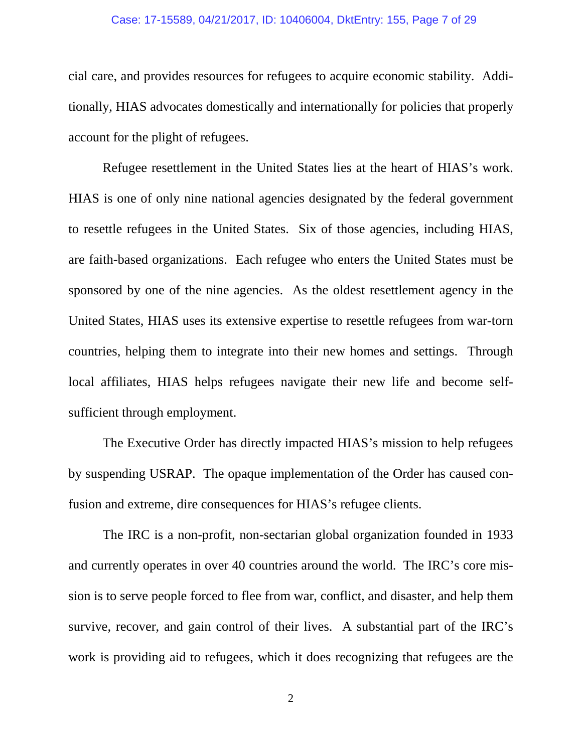cial care, and provides resources for refugees to acquire economic stability. Additionally, HIAS advocates domestically and internationally for policies that properly account for the plight of refugees.

Refugee resettlement in the United States lies at the heart of HIAS's work. HIAS is one of only nine national agencies designated by the federal government to resettle refugees in the United States. Six of those agencies, including HIAS, are faith-based organizations. Each refugee who enters the United States must be sponsored by one of the nine agencies. As the oldest resettlement agency in the United States, HIAS uses its extensive expertise to resettle refugees from war-torn countries, helping them to integrate into their new homes and settings. Through local affiliates, HIAS helps refugees navigate their new life and become self-sufficient through employment.

The Executive Order has directly impacted HIAS's mission to help refugees by suspending USRAP. The opaque implementation of the Order has caused confusion and extreme, dire consequences for HIAS's refugee clients.

The IRC is a non-profit, non-sectarian global organization founded in 1933 and currently operates in over 40 countries around the world. The IRC's core mission is to serve people forced to flee from war, conflict, and disaster, and help them survive, recover, and gain control of their lives. A substantial part of the IRC's work is providing aid to refugees, which it does recognizing that refugees are the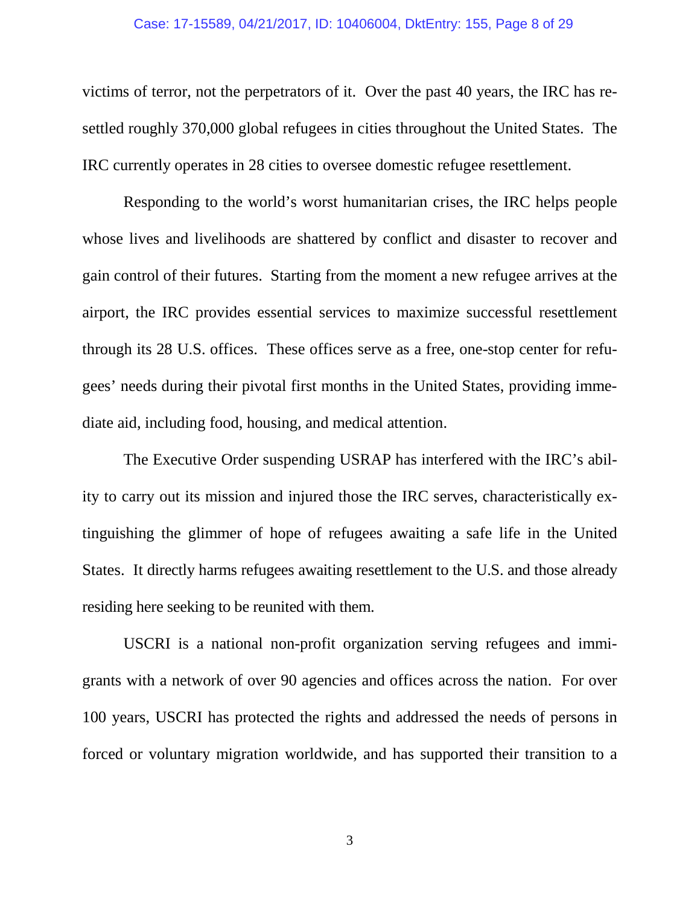victims of terror, not the perpetrators of it. Over the past 40 years, the IRC has resettled roughly 370,000 global refugees in cities throughout the United States. The IRC currently operates in 28 cities to oversee domestic refugee resettlement.

Responding to the world's worst humanitarian crises, the IRC helps people whose lives and livelihoods are shattered by conflict and disaster to recover and gain control of their futures. Starting from the moment a new refugee arrives at the airport, the IRC provides essential services to maximize successful resettlement through its 28 U.S. offices. These offices serve as a free, one-stop center for refugees' needs during their pivotal first months in the United States, providing immediate aid, including food, housing, and medical attention.

The Executive Order suspending USRAP has interfered with the IRC's ability to carry out its mission and injured those the IRC serves, characteristically extinguishing the glimmer of hope of refugees awaiting a safe life in the United States. It directly harms refugees awaiting resettlement to the U.S. and those already residing here seeking to be reunited with them.

USCRI is a national non-profit organization serving refugees and immigrants with a network of over 90 agencies and offices across the nation. For over 100 years, USCRI has protected the rights and addressed the needs of persons in forced or voluntary migration worldwide, and has supported their transition to a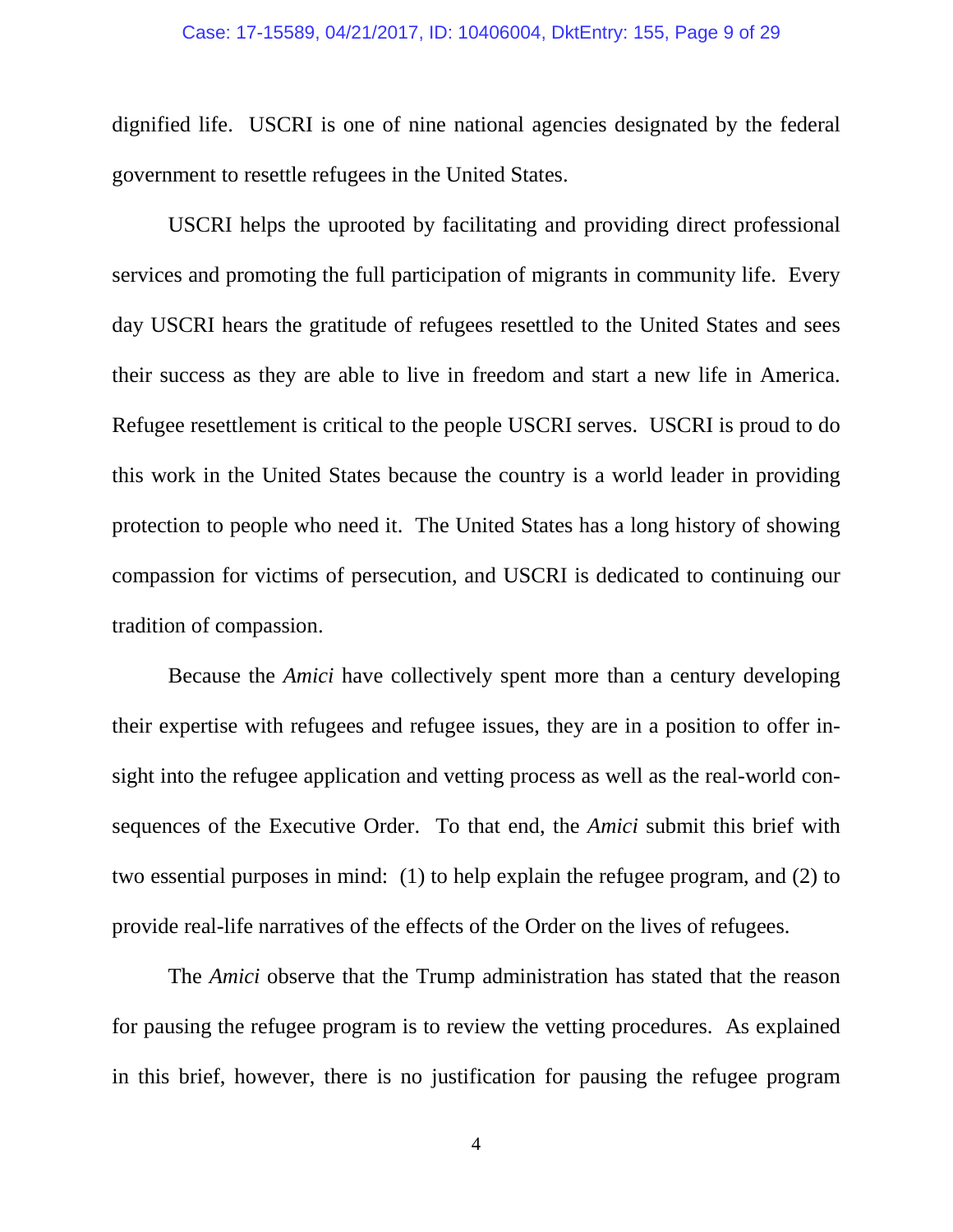dignified life. USCRI is one of nine national agencies designated by the federal government to resettle refugees in the United States.

USCRI helps the uprooted by facilitating and providing direct professional services and promoting the full participation of migrants in community life. Every day USCRI hears the gratitude of refugees resettled to the United States and sees their success as they are able to live in freedom and start a new life in America. Refugee resettlement is critical to the people USCRI serves. USCRI is proud to do this work in the United States because the country is a world leader in providing protection to people who need it. The United States has a long history of showing compassion for victims of persecution, and USCRI is dedicated to continuing our tradition of compassion.

Because the *Amici* have collectively spent more than a century developing their expertise with refugees and refugee issues, they are in a position to offer insight into the refugee application and vetting process as well as the real-world consequences of the Executive Order. To that end, the *Amici* submit this brief with two essential purposes in mind: (1) to help explain the refugee program, and (2) to provide real-life narratives of the effects of the Order on the lives of refugees.

The *Amici* observe that the Trump administration has stated that the reason for pausing the refugee program is to review the vetting procedures. As explained in this brief, however, there is no justification for pausing the refugee program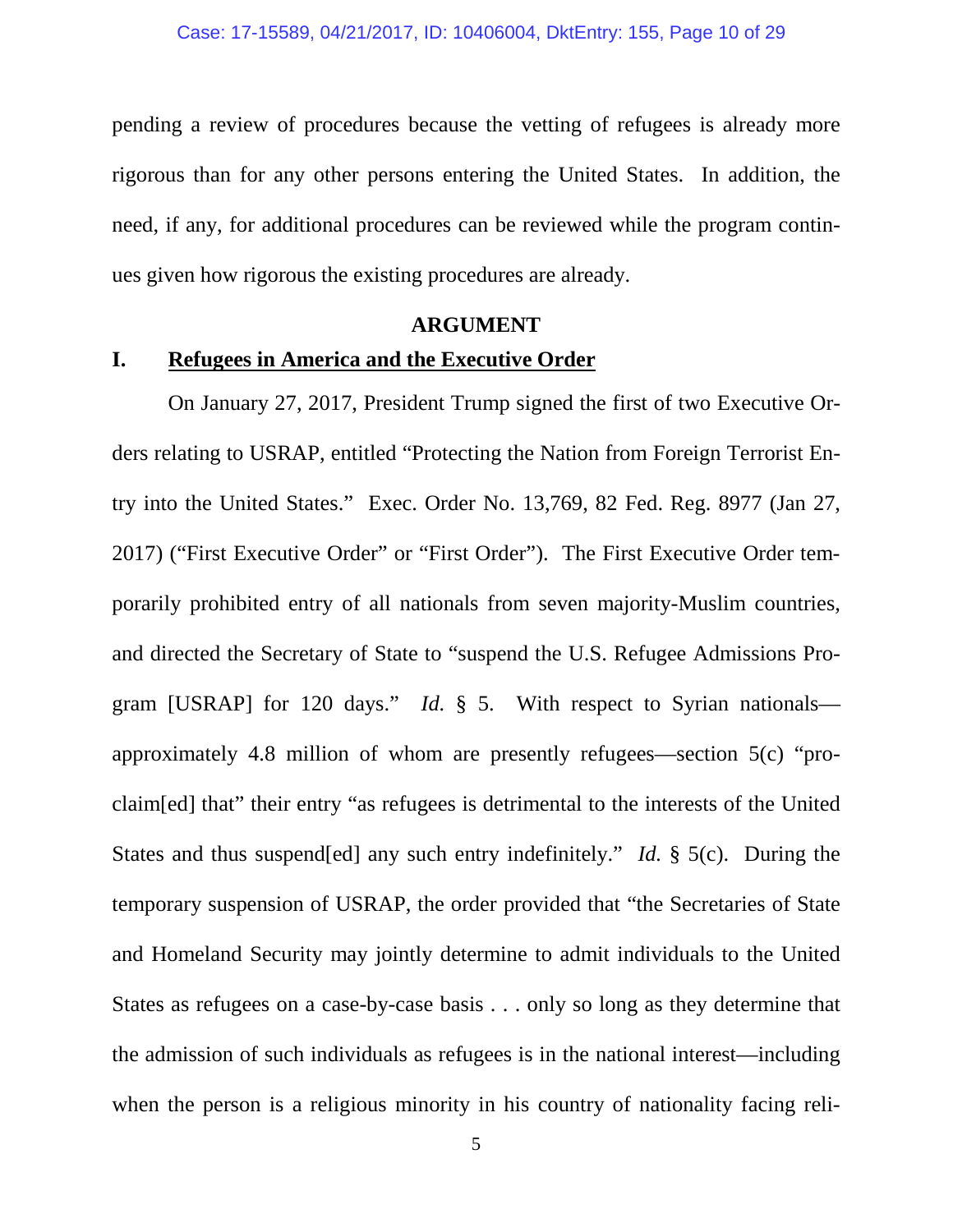pending a review of procedures because the vetting of refugees is already more rigorous than for any other persons entering the United States. In addition, the need, if any, for additional procedures can be reviewed while the program continues given how rigorous the existing procedures are already.

## ARGUMENT

### I. <u>Refugees in America and the Executive Order</u>

On January 27, 2017, President Trump signed the first of two Executive Orders relating to USRAP, entitled "Protecting the Nation from Foreign Terrorist Entry into the United States." Exec. Order No. 13,769, 82 Fed. Reg. 8977 (Jan 27, 2017) ("First Executive Order" or "First Order"). The First Executive Order temporarily prohibited entry of all nationals from seven majority-Muslim countries, and directed the Secretary of State to "suspend the U.S. Refugee Admissions Program [USRAP] for 120 days." *Id.* § 5. With respect to Syrian nationals—approximately 4.8 million of whom are presently refugees—section 5(c) "proclaim[ed] that" their entry "as refugees is detrimental to the interests of the United States and thus suspend[ed] any such entry indefinitely." *Id.* § 5(c). During the temporary suspension of USRAP, the order provided that "the Secretaries of State and Homeland Security may jointly determine to admit individuals to the United States as refugees on a case-by-case basis . . . only so long as they determine that the admission of such individuals as refugees is in the national interest—including when the person is a religious minority in his country of nationality facing reli-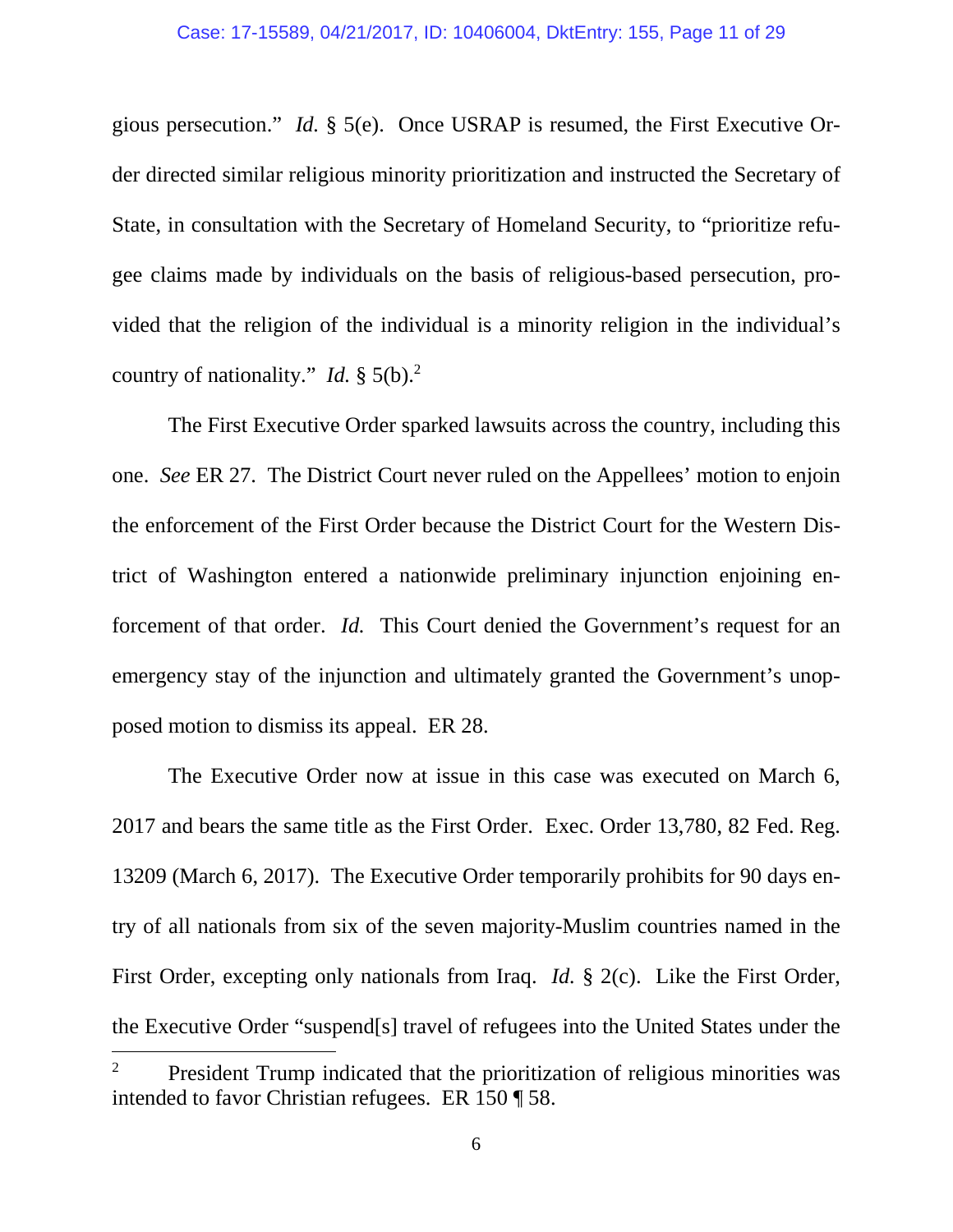gious persecution." *Id.* § 5(e). Once USRAP is resumed, the First Executive Order directed similar religious minority prioritization and instructed the Secretary of State, in consultation with the Secretary of Homeland Security, to "prioritize refugee claims made by individuals on the basis of religious-based persecution, provided that the religion of the individual is a minority religion in the individual's country of nationality." *Id.* § 5(b).[2]

The First Executive Order sparked lawsuits across the country, including this one. *See* ER 27. The District Court never ruled on the Appellees' motion to enjoin the enforcement of the First Order because the District Court for the Western District of Washington entered a nationwide preliminary injunction enjoining enforcement of that order. *Id.* This Court denied the Government's request for an emergency stay of the injunction and ultimately granted the Government's unopposed motion to dismiss its appeal. ER 28.

The Executive Order now at issue in this case was executed on March 6, 2017 and bears the same title as the First Order. Exec. Order 13,780, 82 Fed. Reg. 13209 (March 6, 2017). The Executive Order temporarily prohibits for 90 days entry of all nationals from six of the seven majority-Muslim countries named in the First Order, excepting only nationals from Iraq. *Id.* § 2(c). Like the First Order, the Executive Order "suspend[s] travel of refugees into the United States under the

---

[2] President Trump indicated that the prioritization of religious minorities was intended to favor Christian refugees. ER 150 ¶ 58.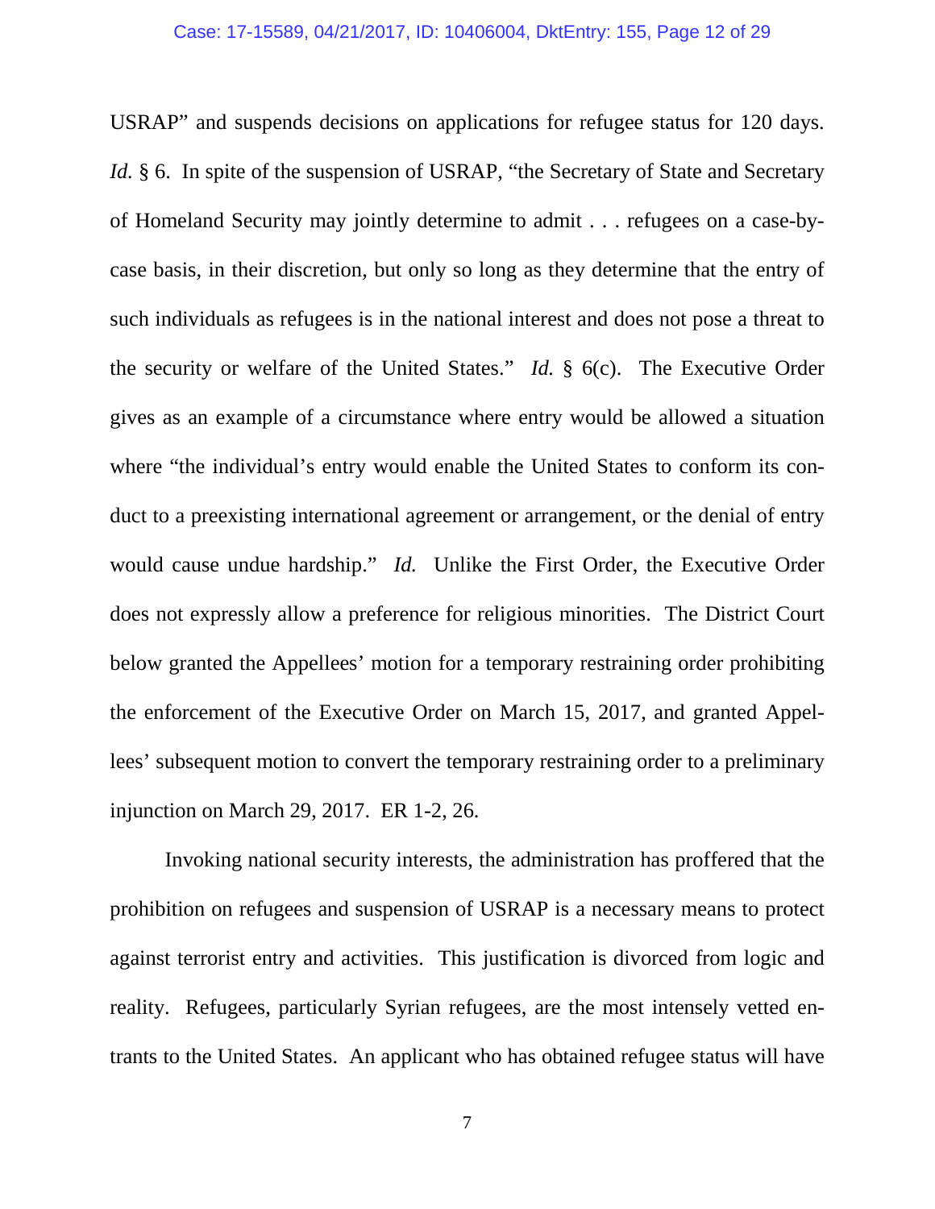USRAP" and suspends decisions on applications for refugee status for 120 days. *Id.* § 6. In spite of the suspension of USRAP, "the Secretary of State and Secretary of Homeland Security may jointly determine to admit . . . refugees on a case-by-case basis, in their discretion, but only so long as they determine that the entry of such individuals as refugees is in the national interest and does not pose a threat to the security or welfare of the United States." *Id.* § 6(c). The Executive Order gives as an example of a circumstance where entry would be allowed a situation where "the individual's entry would enable the United States to conform its conduct to a preexisting international agreement or arrangement, or the denial of entry would cause undue hardship." *Id.* Unlike the First Order, the Executive Order does not expressly allow a preference for religious minorities. The District Court below granted the Appellees' motion for a temporary restraining order prohibiting the enforcement of the Executive Order on March 15, 2017, and granted Appellees' subsequent motion to convert the temporary restraining order to a preliminary injunction on March 29, 2017. ER 1-2, 26.

Invoking national security interests, the administration has proffered that the prohibition on refugees and suspension of USRAP is a necessary means to protect against terrorist entry and activities. This justification is divorced from logic and reality. Refugees, particularly Syrian refugees, are the most intensely vetted entrants to the United States. An applicant who has obtained refugee status will have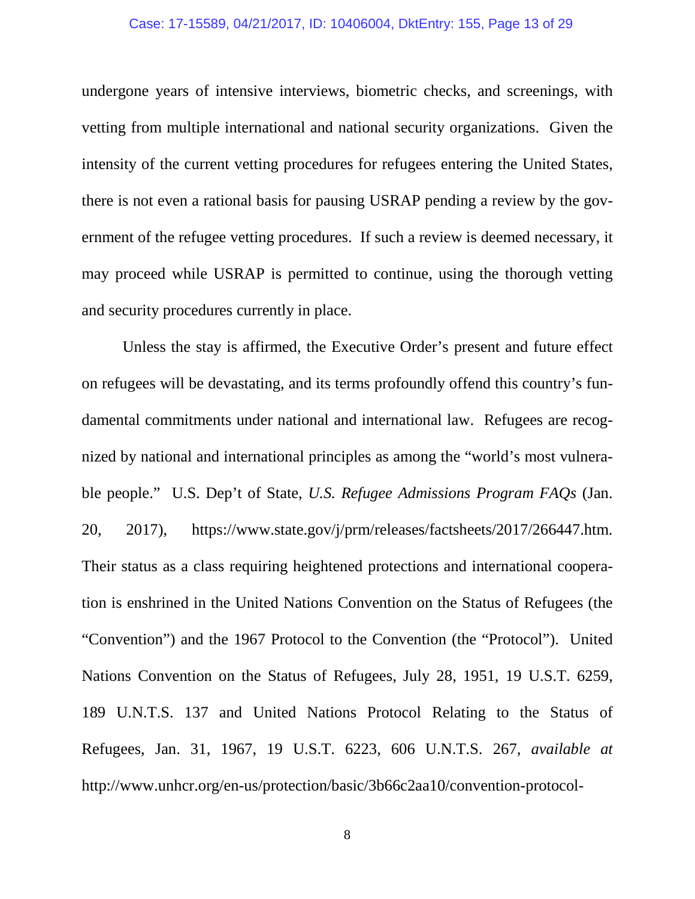undergone years of intensive interviews, biometric checks, and screenings, with vetting from multiple international and national security organizations. Given the intensity of the current vetting procedures for refugees entering the United States, there is not even a rational basis for pausing USRAP pending a review by the government of the refugee vetting procedures. If such a review is deemed necessary, it may proceed while USRAP is permitted to continue, using the thorough vetting and security procedures currently in place.

Unless the stay is affirmed, the Executive Order's present and future effect on refugees will be devastating, and its terms profoundly offend this country's fundamental commitments under national and international law. Refugees are recognized by national and international principles as among the "world's most vulnerable people." U.S. Dep't of State, *U.S. Refugee Admissions Program FAQs* (Jan. 20, 2017), https://www.state.gov/j/prm/releases/factsheets/2017/266447.htm. Their status as a class requiring heightened protections and international cooperation is enshrined in the United Nations Convention on the Status of Refugees (the "Convention") and the 1967 Protocol to the Convention (the "Protocol"). United Nations Convention on the Status of Refugees, July 28, 1951, 19 U.S.T. 6259, 189 U.N.T.S. 137 and United Nations Protocol Relating to the Status of Refugees, Jan. 31, 1967, 19 U.S.T. 6223, 606 U.N.T.S. 267, *available at* http://www.unhcr.org/en-us/protection/basic/3b66c2aa10/convention-protocol-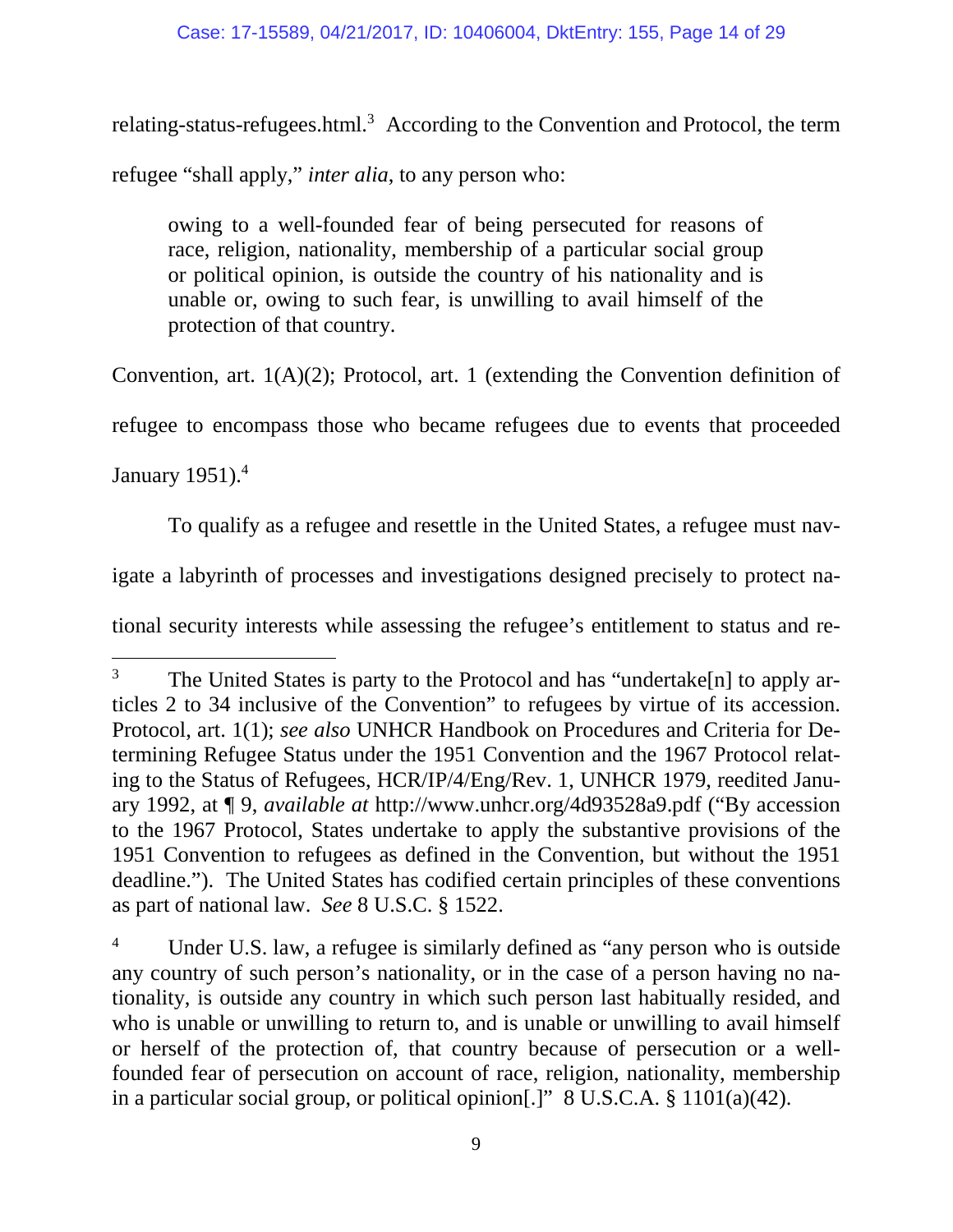relating-status-refugees.html.[3] According to the Convention and Protocol, the term refugee "shall apply," *inter alia*, to any person who:

> owing to a well-founded fear of being persecuted for reasons of race, religion, nationality, membership of a particular social group or political opinion, is outside the country of his nationality and is unable or, owing to such fear, is unwilling to avail himself of the protection of that country.

Convention, art. 1(A)(2); Protocol, art. 1 (extending the Convention definition of refugee to encompass those who became refugees due to events that proceeded January 1951).[4]

To qualify as a refugee and resettle in the United States, a refugee must navigate a labyrinth of processes and investigations designed precisely to protect national security interests while assessing the refugee's entitlement to status and re-

---

[3] The United States is party to the Protocol and has "undertake[n] to apply articles 2 to 34 inclusive of the Convention" to refugees by virtue of its accession. Protocol, art. 1(1); *see also* UNHCR Handbook on Procedures and Criteria for Determining Refugee Status under the 1951 Convention and the 1967 Protocol relating to the Status of Refugees, HCR/IP/4/Eng/Rev. 1, UNHCR 1979, reedited January 1992, at ¶ 9, *available at* http://www.unhcr.org/4d93528a9.pdf ("By accession to the 1967 Protocol, States undertake to apply the substantive provisions of the 1951 Convention to refugees as defined in the Convention, but without the 1951 deadline."). The United States has codified certain principles of these conventions as part of national law. *See* 8 U.S.C. § 1522.

[4] Under U.S. law, a refugee is similarly defined as "any person who is outside any country of such person's nationality, or in the case of a person having no nationality, is outside any country in which such person last habitually resided, and who is unable or unwilling to return to, and is unable or unwilling to avail himself or herself of the protection of, that country because of persecution or a well-founded fear of persecution on account of race, religion, nationality, membership in a particular social group, or political opinion[.]" 8 U.S.C.A. § 1101(a)(42).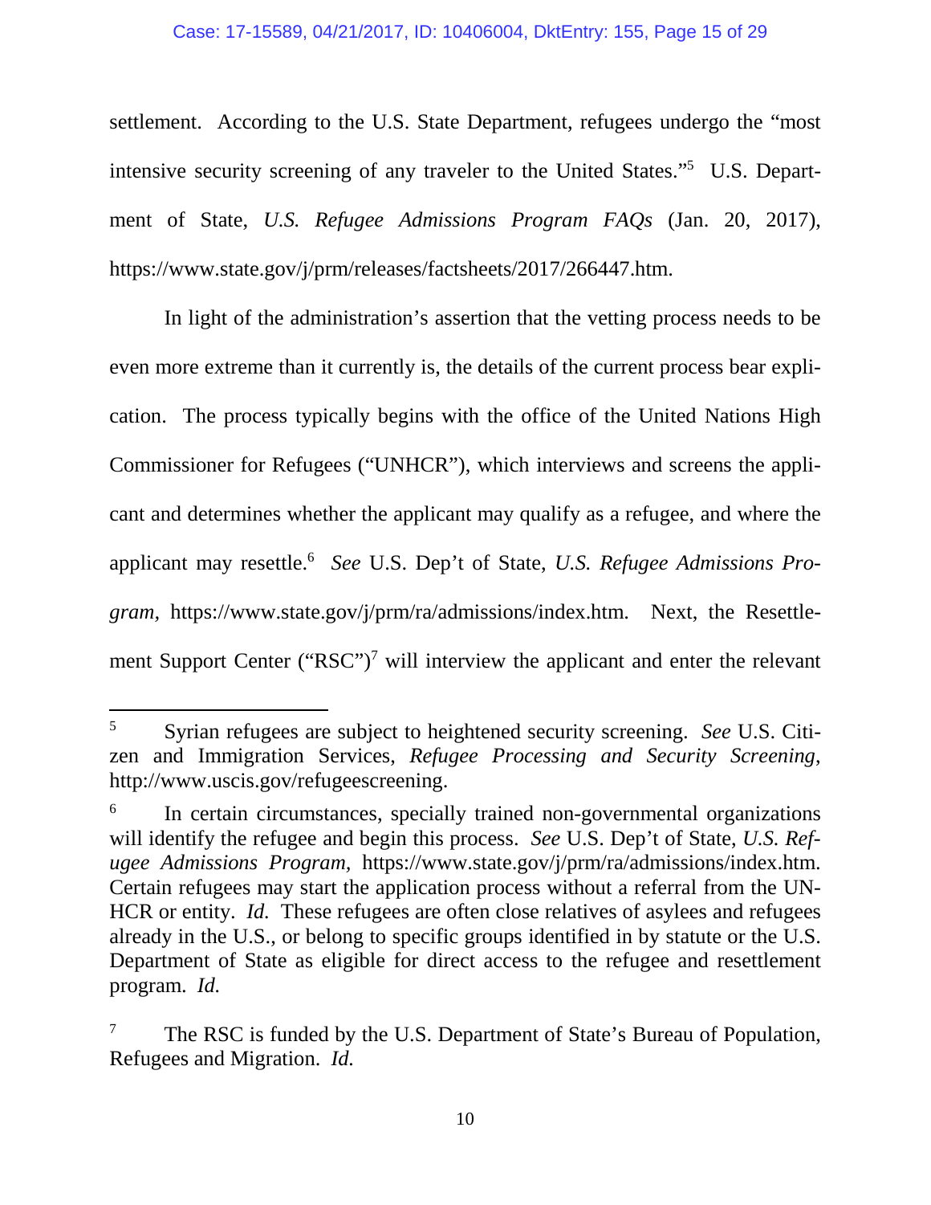settlement. According to the U.S. State Department, refugees undergo the "most intensive security screening of any traveler to the United States."[5] U.S. Department of State, *U.S. Refugee Admissions Program FAQs* (Jan. 20, 2017), https://www.state.gov/j/prm/releases/factsheets/2017/266447.htm.

In light of the administration's assertion that the vetting process needs to be even more extreme than it currently is, the details of the current process bear explication. The process typically begins with the office of the United Nations High Commissioner for Refugees ("UNHCR"), which interviews and screens the applicant and determines whether the applicant may qualify as a refugee, and where the applicant may resettle.[6] *See* U.S. Dep't of State, *U.S. Refugee Admissions Program*, https://www.state.gov/j/prm/ra/admissions/index.htm. Next, the Resettlement Support Center ("RSC")[7] will interview the applicant and enter the relevant

---

[5] Syrian refugees are subject to heightened security screening. *See* U.S. Citizen and Immigration Services, *Refugee Processing and Security Screening*, http://www.uscis.gov/refugeescreening.

[6] In certain circumstances, specially trained non-governmental organizations will identify the refugee and begin this process. *See* U.S. Dep't of State, *U.S. Refugee Admissions Program*, https://www.state.gov/j/prm/ra/admissions/index.htm. Certain refugees may start the application process without a referral from the UNHCR or entity. *Id.* These refugees are often close relatives of asylees and refugees already in the U.S., or belong to specific groups identified in by statute or the U.S. Department of State as eligible for direct access to the refugee and resettlement program. *Id.*

[7] The RSC is funded by the U.S. Department of State's Bureau of Population, Refugees and Migration. *Id.*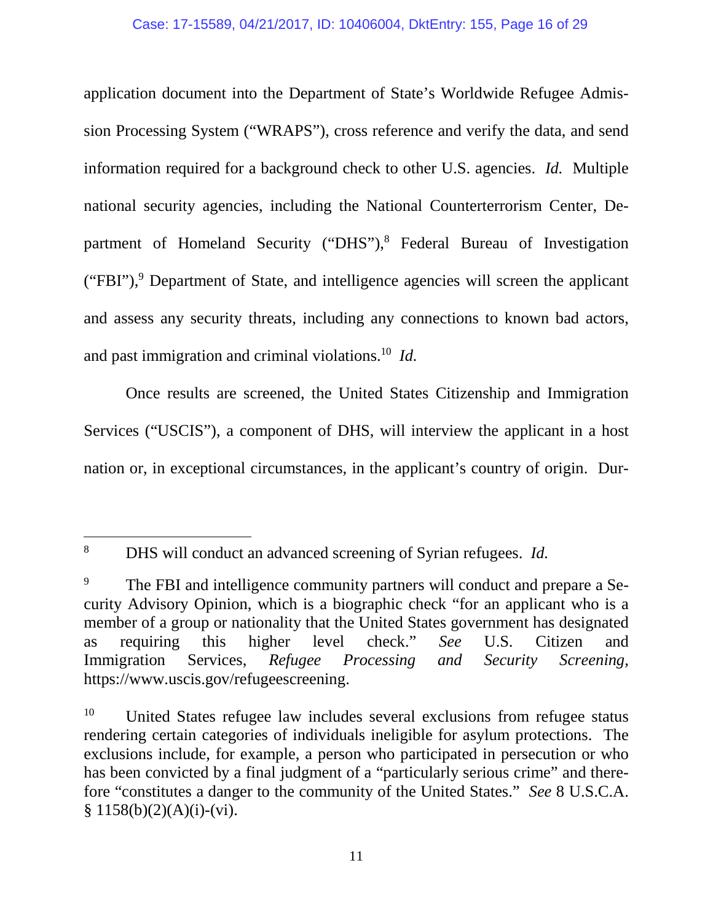application document into the Department of State's Worldwide Refugee Admission Processing System ("WRAPS"), cross reference and verify the data, and send information required for a background check to other U.S. agencies. *Id.* Multiple national security agencies, including the National Counterterrorism Center, Department of Homeland Security ("DHS"),[8] Federal Bureau of Investigation ("FBI"),[9] Department of State, and intelligence agencies will screen the applicant and assess any security threats, including any connections to known bad actors, and past immigration and criminal violations.[10] *Id.*

Once results are screened, the United States Citizenship and Immigration Services ("USCIS"), a component of DHS, will interview the applicant in a host nation or, in exceptional circumstances, in the applicant's country of origin. Dur-

---

[8] DHS will conduct an advanced screening of Syrian refugees. *Id.*

[9] The FBI and intelligence community partners will conduct and prepare a Security Advisory Opinion, which is a biographic check "for an applicant who is a member of a group or nationality that the United States government has designated as requiring this higher level check." *See* U.S. Citizen and Immigration Services, *Refugee Processing and Security Screening*, https://www.uscis.gov/refugeescreening.

[10] United States refugee law includes several exclusions from refugee status rendering certain categories of individuals ineligible for asylum protections. The exclusions include, for example, a person who participated in persecution or who has been convicted by a final judgment of a "particularly serious crime" and therefore "constitutes a danger to the community of the United States." *See* 8 U.S.C.A. § 1158(b)(2)(A)(i)-(vi).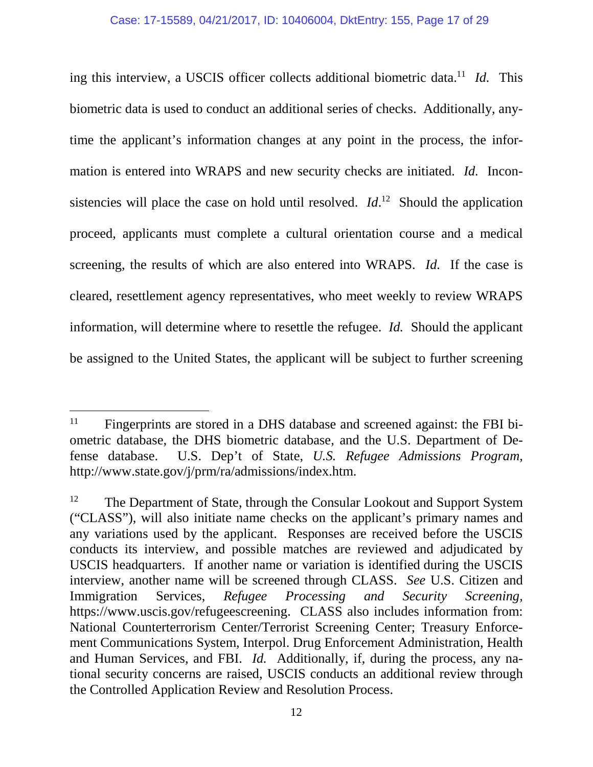ing this interview, a USCIS officer collects additional biometric data.[11] *Id.* This biometric data is used to conduct an additional series of checks. Additionally, anytime the applicant's information changes at any point in the process, the information is entered into WRAPS and new security checks are initiated. *Id.* Inconsistencies will place the case on hold until resolved. *Id*.[12] Should the application proceed, applicants must complete a cultural orientation course and a medical screening, the results of which are also entered into WRAPS. *Id.* If the case is cleared, resettlement agency representatives, who meet weekly to review WRAPS information, will determine where to resettle the refugee. *Id.* Should the applicant be assigned to the United States, the applicant will be subject to further screening

---

[11] Fingerprints are stored in a DHS database and screened against: the FBI biometric database, the DHS biometric database, and the U.S. Department of Defense database. U.S. Dep't of State, *U.S. Refugee Admissions Program*, http://www.state.gov/j/prm/ra/admissions/index.htm.

[12] The Department of State, through the Consular Lookout and Support System ("CLASS"), will also initiate name checks on the applicant's primary names and any variations used by the applicant. Responses are received before the USCIS conducts its interview, and possible matches are reviewed and adjudicated by USCIS headquarters. If another name or variation is identified during the USCIS interview, another name will be screened through CLASS. *See* U.S. Citizen and Immigration Services, *Refugee Processing and Security Screening*, https://www.uscis.gov/refugeescreening. CLASS also includes information from: National Counterterrorism Center/Terrorist Screening Center; Treasury Enforcement Communications System, Interpol. Drug Enforcement Administration, Health and Human Services, and FBI. *Id.* Additionally, if, during the process, any national security concerns are raised, USCIS conducts an additional review through the Controlled Application Review and Resolution Process.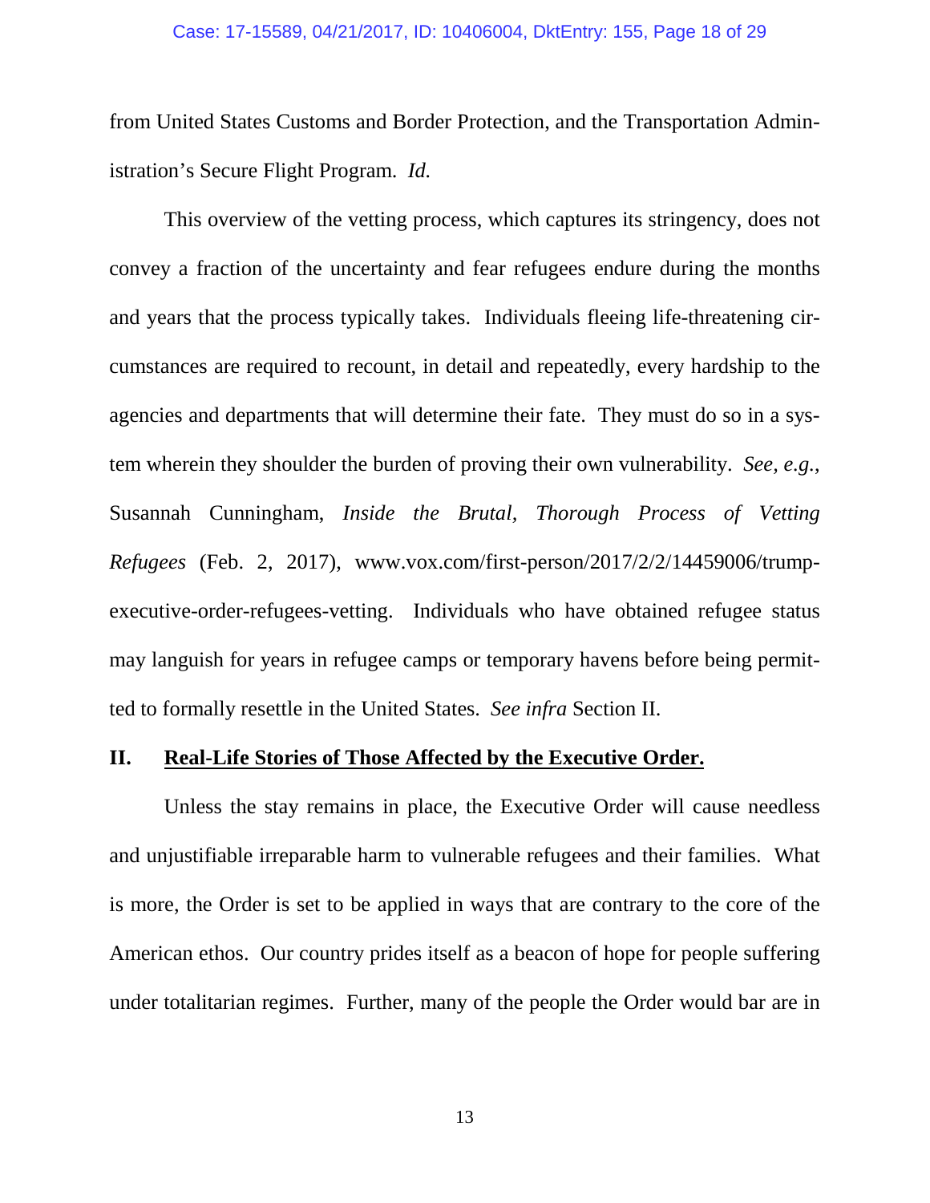from United States Customs and Border Protection, and the Transportation Administration's Secure Flight Program. *Id.*

This overview of the vetting process, which captures its stringency, does not convey a fraction of the uncertainty and fear refugees endure during the months and years that the process typically takes. Individuals fleeing life-threatening circumstances are required to recount, in detail and repeatedly, every hardship to the agencies and departments that will determine their fate. They must do so in a system wherein they shoulder the burden of proving their own vulnerability. *See, e.g.*, Susannah Cunningham, *Inside the Brutal, Thorough Process of Vetting Refugees* (Feb. 2, 2017), www.vox.com/first-person/2017/2/2/14459006/trump-executive-order-refugees-vetting. Individuals who have obtained refugee status may languish for years in refugee camps or temporary havens before being permitted to formally resettle in the United States. *See infra* Section II.

## II. <u>Real-Life Stories of Those Affected by the Executive Order.</u>

Unless the stay remains in place, the Executive Order will cause needless and unjustifiable irreparable harm to vulnerable refugees and their families. What is more, the Order is set to be applied in ways that are contrary to the core of the American ethos. Our country prides itself as a beacon of hope for people suffering under totalitarian regimes. Further, many of the people the Order would bar are in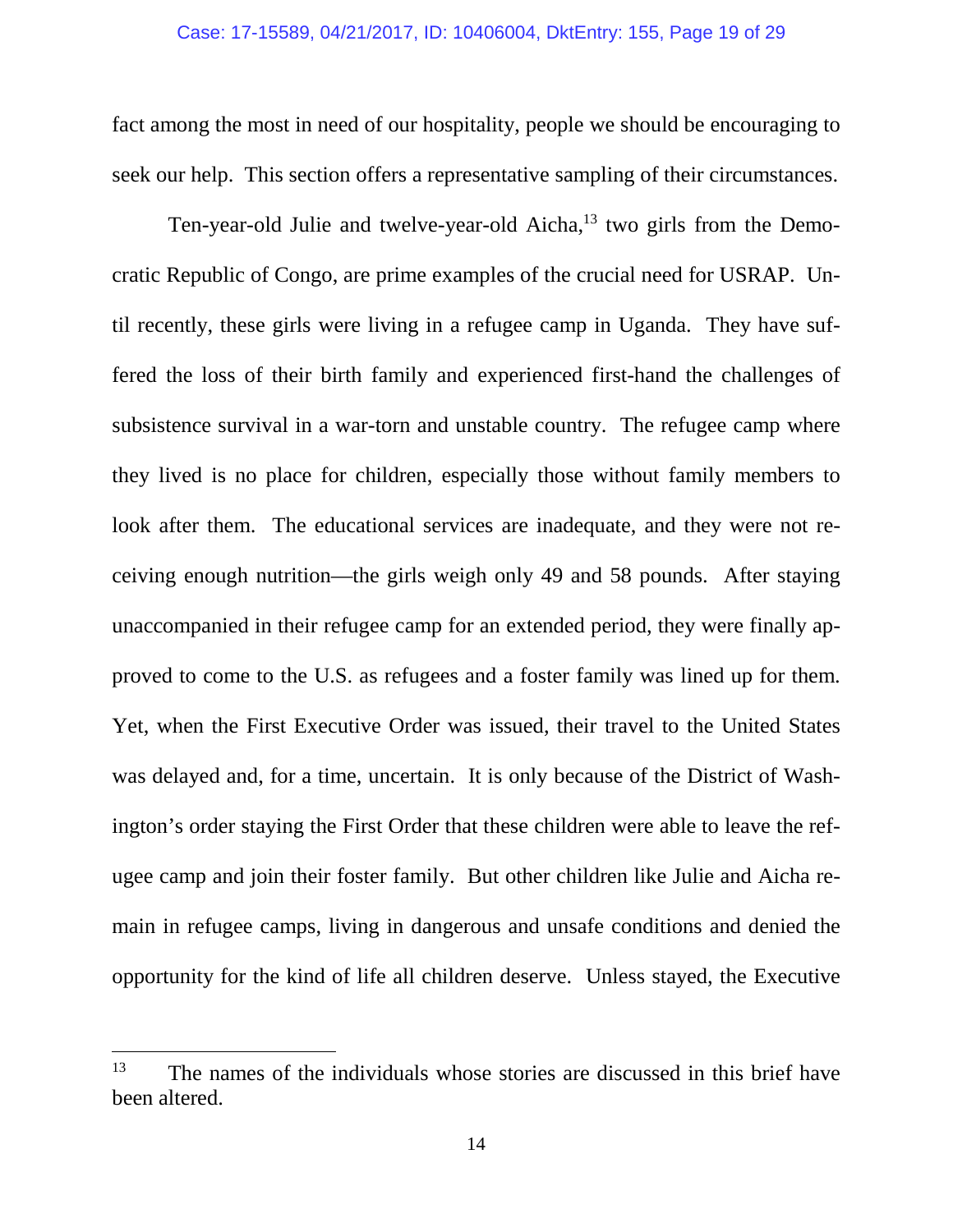fact among the most in need of our hospitality, people we should be encouraging to seek our help. This section offers a representative sampling of their circumstances.

Ten-year-old Julie and twelve-year-old Aicha,[13] two girls from the Democratic Republic of Congo, are prime examples of the crucial need for USRAP. Until recently, these girls were living in a refugee camp in Uganda. They have suffered the loss of their birth family and experienced first-hand the challenges of subsistence survival in a war-torn and unstable country. The refugee camp where they lived is no place for children, especially those without family members to look after them. The educational services are inadequate, and they were not receiving enough nutrition—the girls weigh only 49 and 58 pounds. After staying unaccompanied in their refugee camp for an extended period, they were finally approved to come to the U.S. as refugees and a foster family was lined up for them. Yet, when the First Executive Order was issued, their travel to the United States was delayed and, for a time, uncertain. It is only because of the District of Washington's order staying the First Order that these children were able to leave the refugee camp and join their foster family. But other children like Julie and Aicha remain in refugee camps, living in dangerous and unsafe conditions and denied the opportunity for the kind of life all children deserve. Unless stayed, the Executive

[13] The names of the individuals whose stories are discussed in this brief have been altered.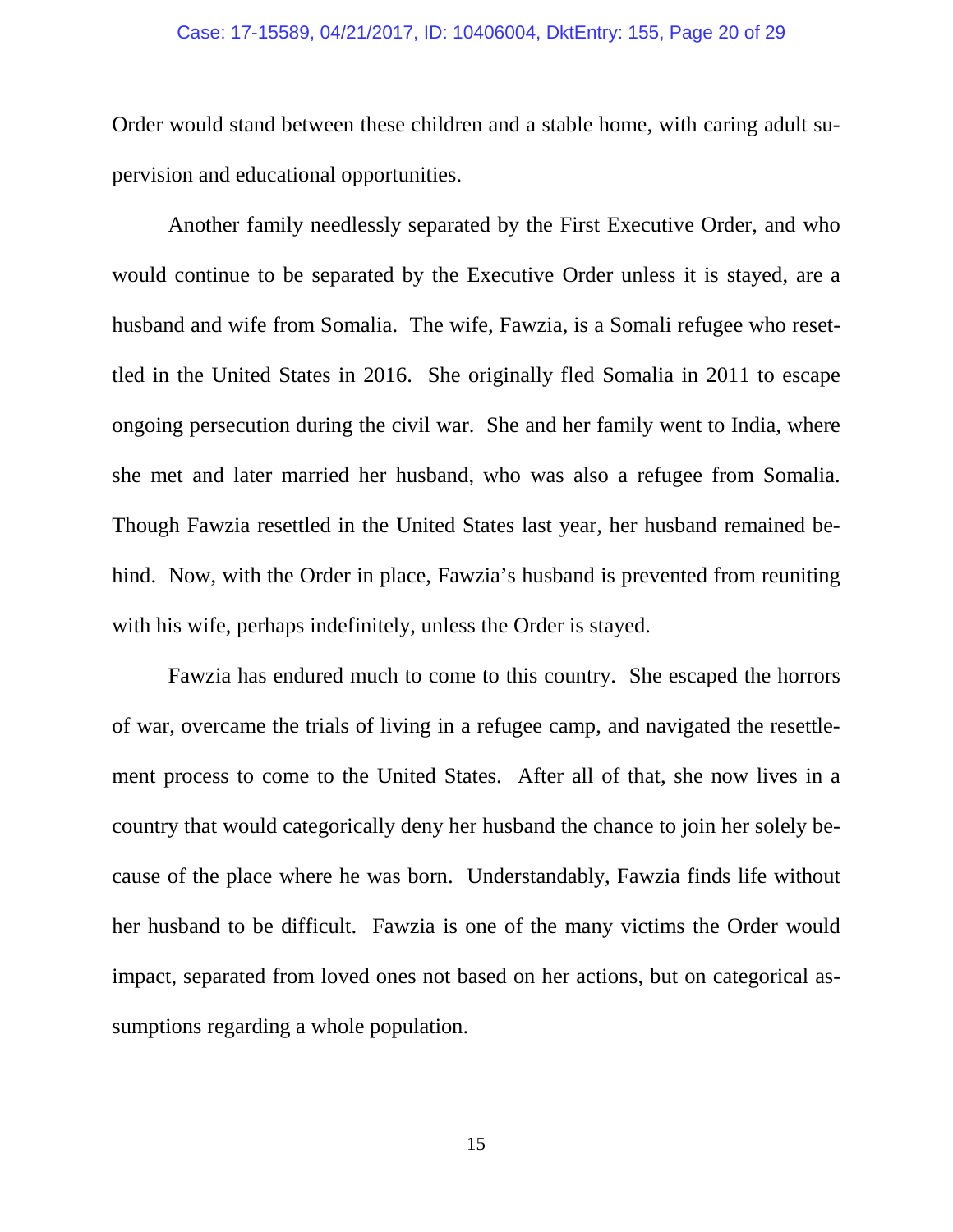Order would stand between these children and a stable home, with caring adult supervision and educational opportunities.

Another family needlessly separated by the First Executive Order, and who would continue to be separated by the Executive Order unless it is stayed, are a husband and wife from Somalia. The wife, Fawzia, is a Somali refugee who resettled in the United States in 2016. She originally fled Somalia in 2011 to escape ongoing persecution during the civil war. She and her family went to India, where she met and later married her husband, who was also a refugee from Somalia. Though Fawzia resettled in the United States last year, her husband remained behind. Now, with the Order in place, Fawzia's husband is prevented from reuniting with his wife, perhaps indefinitely, unless the Order is stayed.

Fawzia has endured much to come to this country. She escaped the horrors of war, overcame the trials of living in a refugee camp, and navigated the resettlement process to come to the United States. After all of that, she now lives in a country that would categorically deny her husband the chance to join her solely because of the place where he was born. Understandably, Fawzia finds life without her husband to be difficult. Fawzia is one of the many victims the Order would impact, separated from loved ones not based on her actions, but on categorical assumptions regarding a whole population.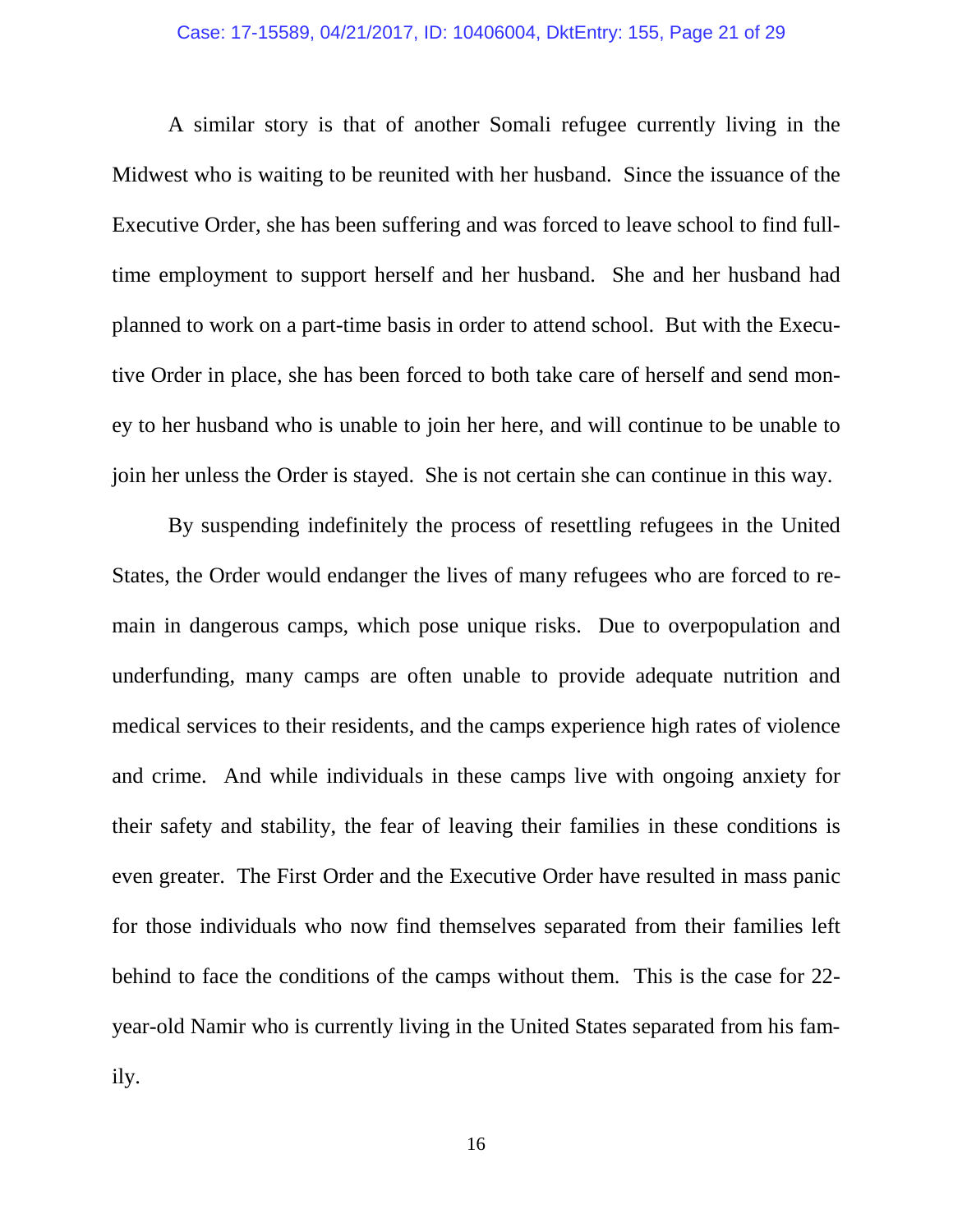A similar story is that of another Somali refugee currently living in the Midwest who is waiting to be reunited with her husband. Since the issuance of the Executive Order, she has been suffering and was forced to leave school to find full-time employment to support herself and her husband. She and her husband had planned to work on a part-time basis in order to attend school. But with the Executive Order in place, she has been forced to both take care of herself and send money to her husband who is unable to join her here, and will continue to be unable to join her unless the Order is stayed. She is not certain she can continue in this way.

By suspending indefinitely the process of resettling refugees in the United States, the Order would endanger the lives of many refugees who are forced to remain in dangerous camps, which pose unique risks. Due to overpopulation and underfunding, many camps are often unable to provide adequate nutrition and medical services to their residents, and the camps experience high rates of violence and crime. And while individuals in these camps live with ongoing anxiety for their safety and stability, the fear of leaving their families in these conditions is even greater. The First Order and the Executive Order have resulted in mass panic for those individuals who now find themselves separated from their families left behind to face the conditions of the camps without them. This is the case for 22-year-old Namir who is currently living in the United States separated from his family.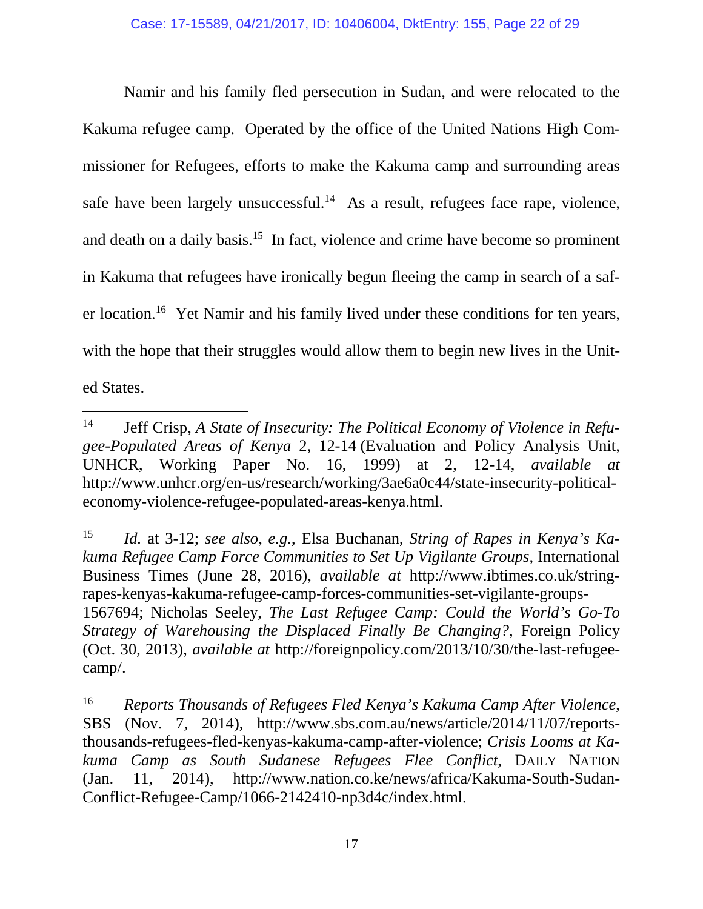Namir and his family fled persecution in Sudan, and were relocated to the Kakuma refugee camp. Operated by the office of the United Nations High Commissioner for Refugees, efforts to make the Kakuma camp and surrounding areas safe have been largely unsuccessful.[14] As a result, refugees face rape, violence, and death on a daily basis.[15] In fact, violence and crime have become so prominent in Kakuma that refugees have ironically begun fleeing the camp in search of a safer location.[16] Yet Namir and his family lived under these conditions for ten years, with the hope that their struggles would allow them to begin new lives in the United States.

---

[14] Jeff Crisp, *A State of Insecurity: The Political Economy of Violence in Refugee-Populated Areas of Kenya* 2, 12-14 (Evaluation and Policy Analysis Unit, UNHCR, Working Paper No. 16, 1999) at 2, 12-14, *available at* http://www.unhcr.org/en-us/research/working/3ae6a0c44/state-insecurity-political-economy-violence-refugee-populated-areas-kenya.html.

[15] *Id.* at 3-12; *see also, e.g.*, Elsa Buchanan, *String of Rapes in Kenya's Kakuma Refugee Camp Force Communities to Set Up Vigilante Groups*, International Business Times (June 28, 2016), *available at* http://www.ibtimes.co.uk/string-rapes-kenyas-kakuma-refugee-camp-forces-communities-set-vigilante-groups-1567694; Nicholas Seeley, *The Last Refugee Camp: Could the World's Go-To Strategy of Warehousing the Displaced Finally Be Changing?*, Foreign Policy (Oct. 30, 2013), *available at* http://foreignpolicy.com/2013/10/30/the-last-refugee-camp/.

[16] *Reports Thousands of Refugees Fled Kenya's Kakuma Camp After Violence*, SBS (Nov. 7, 2014), http://www.sbs.com.au/news/article/2014/11/07/reports-thousands-refugees-fled-kenyas-kakuma-camp-after-violence; *Crisis Looms at Kakuma Camp as South Sudanese Refugees Flee Conflict*, DAILY NATION (Jan. 11, 2014), http://www.nation.co.ke/news/africa/Kakuma-South-Sudan-Conflict-Refugee-Camp/1066-2142410-np3d4c/index.html.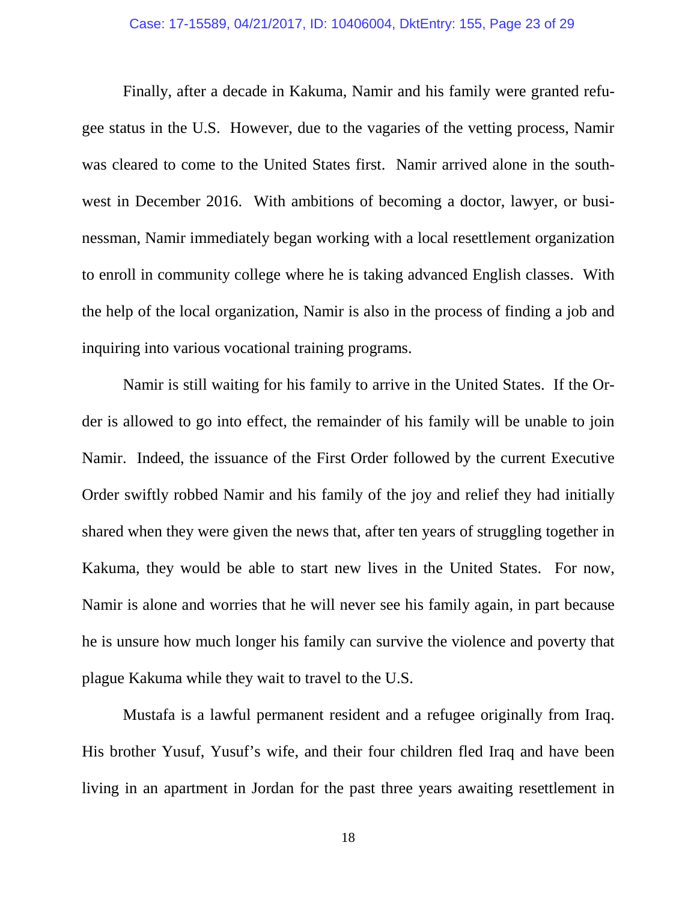Finally, after a decade in Kakuma, Namir and his family were granted refugee status in the U.S. However, due to the vagaries of the vetting process, Namir was cleared to come to the United States first. Namir arrived alone in the southwest in December 2016. With ambitions of becoming a doctor, lawyer, or businessman, Namir immediately began working with a local resettlement organization to enroll in community college where he is taking advanced English classes. With the help of the local organization, Namir is also in the process of finding a job and inquiring into various vocational training programs.

Namir is still waiting for his family to arrive in the United States. If the Order is allowed to go into effect, the remainder of his family will be unable to join Namir. Indeed, the issuance of the First Order followed by the current Executive Order swiftly robbed Namir and his family of the joy and relief they had initially shared when they were given the news that, after ten years of struggling together in Kakuma, they would be able to start new lives in the United States. For now, Namir is alone and worries that he will never see his family again, in part because he is unsure how much longer his family can survive the violence and poverty that plague Kakuma while they wait to travel to the U.S.

Mustafa is a lawful permanent resident and a refugee originally from Iraq. His brother Yusuf, Yusuf's wife, and their four children fled Iraq and have been living in an apartment in Jordan for the past three years awaiting resettlement in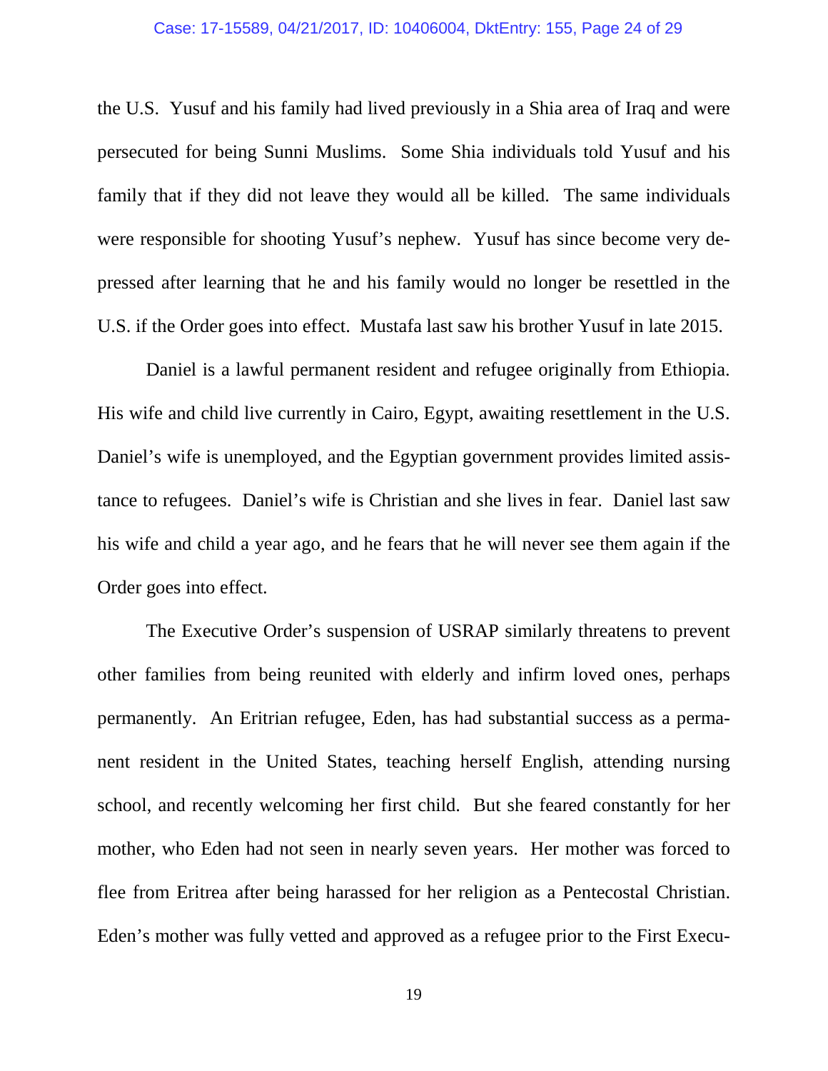the U.S. Yusuf and his family had lived previously in a Shia area of Iraq and were persecuted for being Sunni Muslims. Some Shia individuals told Yusuf and his family that if they did not leave they would all be killed. The same individuals were responsible for shooting Yusuf's nephew. Yusuf has since become very depressed after learning that he and his family would no longer be resettled in the U.S. if the Order goes into effect. Mustafa last saw his brother Yusuf in late 2015.

Daniel is a lawful permanent resident and refugee originally from Ethiopia. His wife and child live currently in Cairo, Egypt, awaiting resettlement in the U.S. Daniel's wife is unemployed, and the Egyptian government provides limited assistance to refugees. Daniel's wife is Christian and she lives in fear. Daniel last saw his wife and child a year ago, and he fears that he will never see them again if the Order goes into effect.

The Executive Order's suspension of USRAP similarly threatens to prevent other families from being reunited with elderly and infirm loved ones, perhaps permanently. An Eritrian refugee, Eden, has had substantial success as a permanent resident in the United States, teaching herself English, attending nursing school, and recently welcoming her first child. But she feared constantly for her mother, who Eden had not seen in nearly seven years. Her mother was forced to flee from Eritrea after being harassed for her religion as a Pentecostal Christian. Eden's mother was fully vetted and approved as a refugee prior to the First Execu-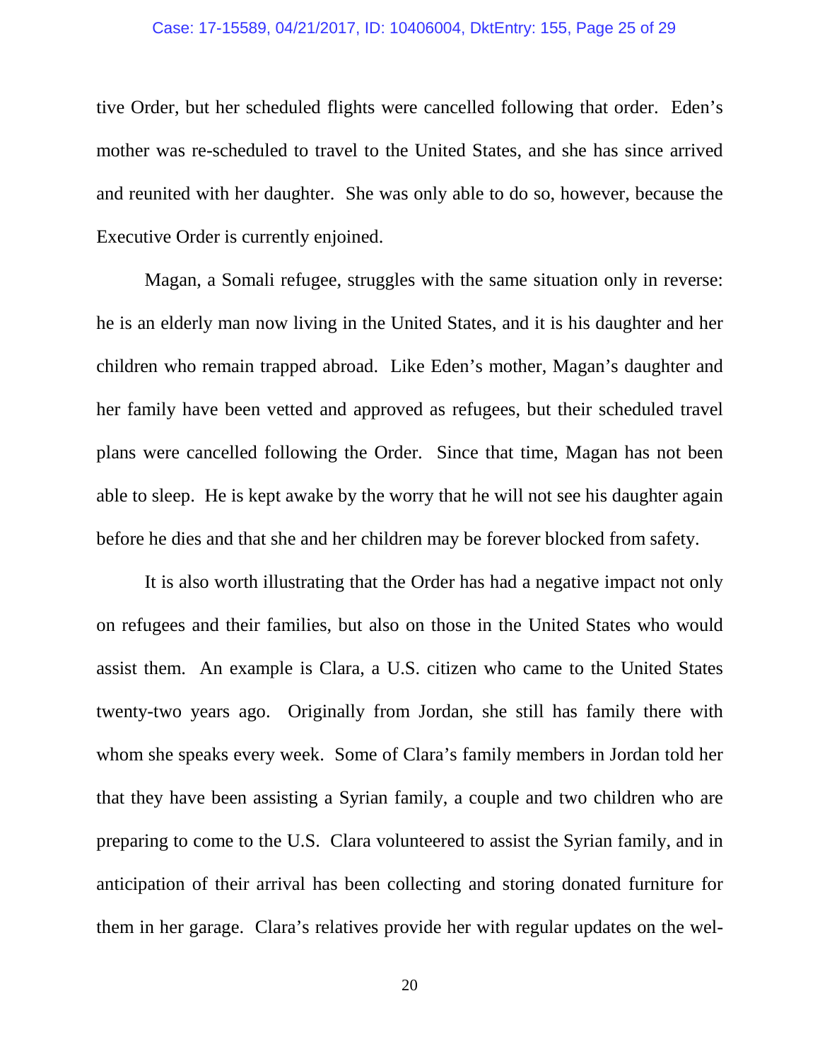tive Order, but her scheduled flights were cancelled following that order. Eden's mother was re-scheduled to travel to the United States, and she has since arrived and reunited with her daughter. She was only able to do so, however, because the Executive Order is currently enjoined.

Magan, a Somali refugee, struggles with the same situation only in reverse: he is an elderly man now living in the United States, and it is his daughter and her children who remain trapped abroad. Like Eden's mother, Magan's daughter and her family have been vetted and approved as refugees, but their scheduled travel plans were cancelled following the Order. Since that time, Magan has not been able to sleep. He is kept awake by the worry that he will not see his daughter again before he dies and that she and her children may be forever blocked from safety.

It is also worth illustrating that the Order has had a negative impact not only on refugees and their families, but also on those in the United States who would assist them. An example is Clara, a U.S. citizen who came to the United States twenty-two years ago. Originally from Jordan, she still has family there with whom she speaks every week. Some of Clara's family members in Jordan told her that they have been assisting a Syrian family, a couple and two children who are preparing to come to the U.S. Clara volunteered to assist the Syrian family, and in anticipation of their arrival has been collecting and storing donated furniture for them in her garage. Clara's relatives provide her with regular updates on the wel-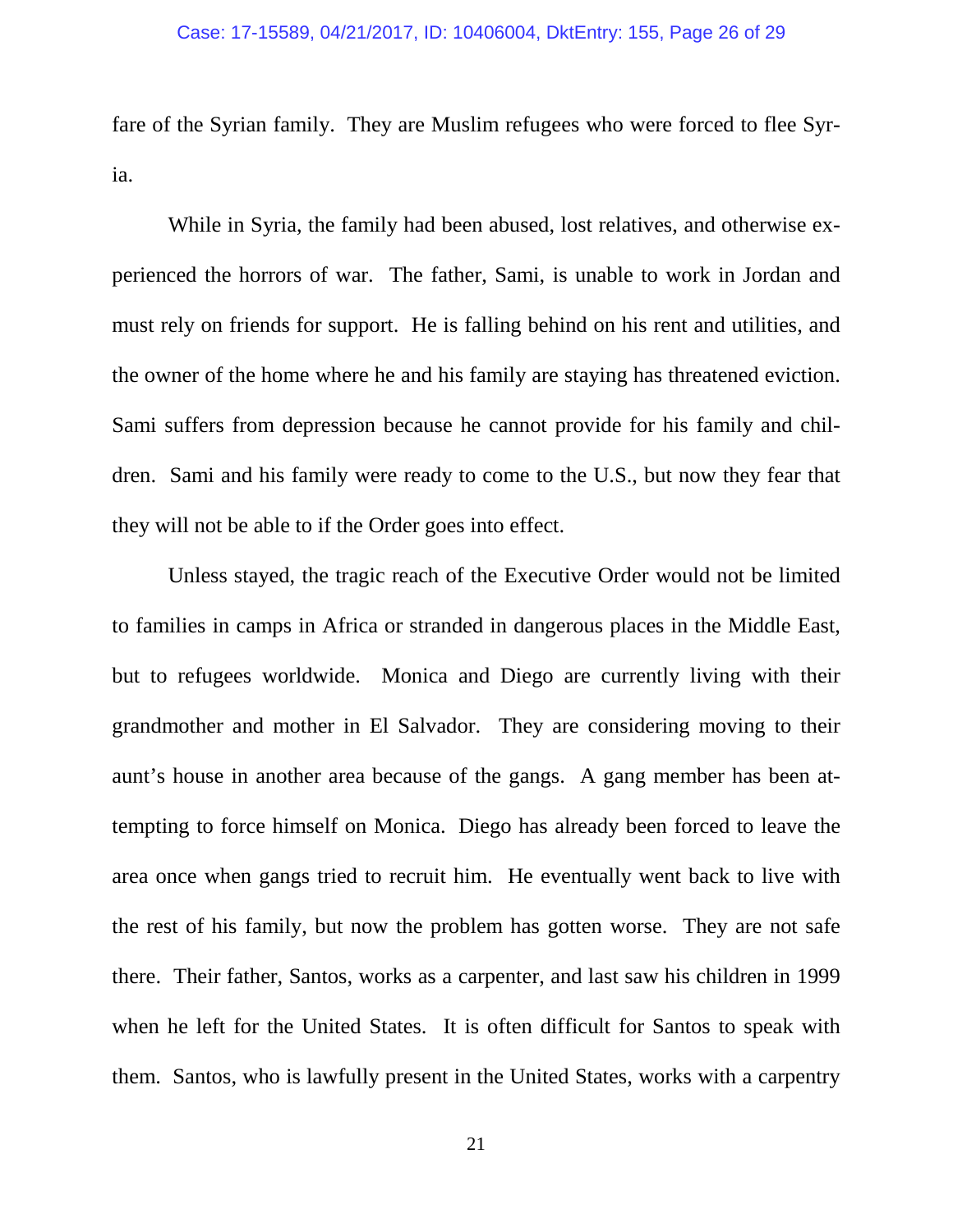fare of the Syrian family. They are Muslim refugees who were forced to flee Syria.

While in Syria, the family had been abused, lost relatives, and otherwise experienced the horrors of war. The father, Sami, is unable to work in Jordan and must rely on friends for support. He is falling behind on his rent and utilities, and the owner of the home where he and his family are staying has threatened eviction. Sami suffers from depression because he cannot provide for his family and children. Sami and his family were ready to come to the U.S., but now they fear that they will not be able to if the Order goes into effect.

Unless stayed, the tragic reach of the Executive Order would not be limited to families in camps in Africa or stranded in dangerous places in the Middle East, but to refugees worldwide. Monica and Diego are currently living with their grandmother and mother in El Salvador. They are considering moving to their aunt's house in another area because of the gangs. A gang member has been attempting to force himself on Monica. Diego has already been forced to leave the area once when gangs tried to recruit him. He eventually went back to live with the rest of his family, but now the problem has gotten worse. They are not safe there. Their father, Santos, works as a carpenter, and last saw his children in 1999 when he left for the United States. It is often difficult for Santos to speak with them. Santos, who is lawfully present in the United States, works with a carpentry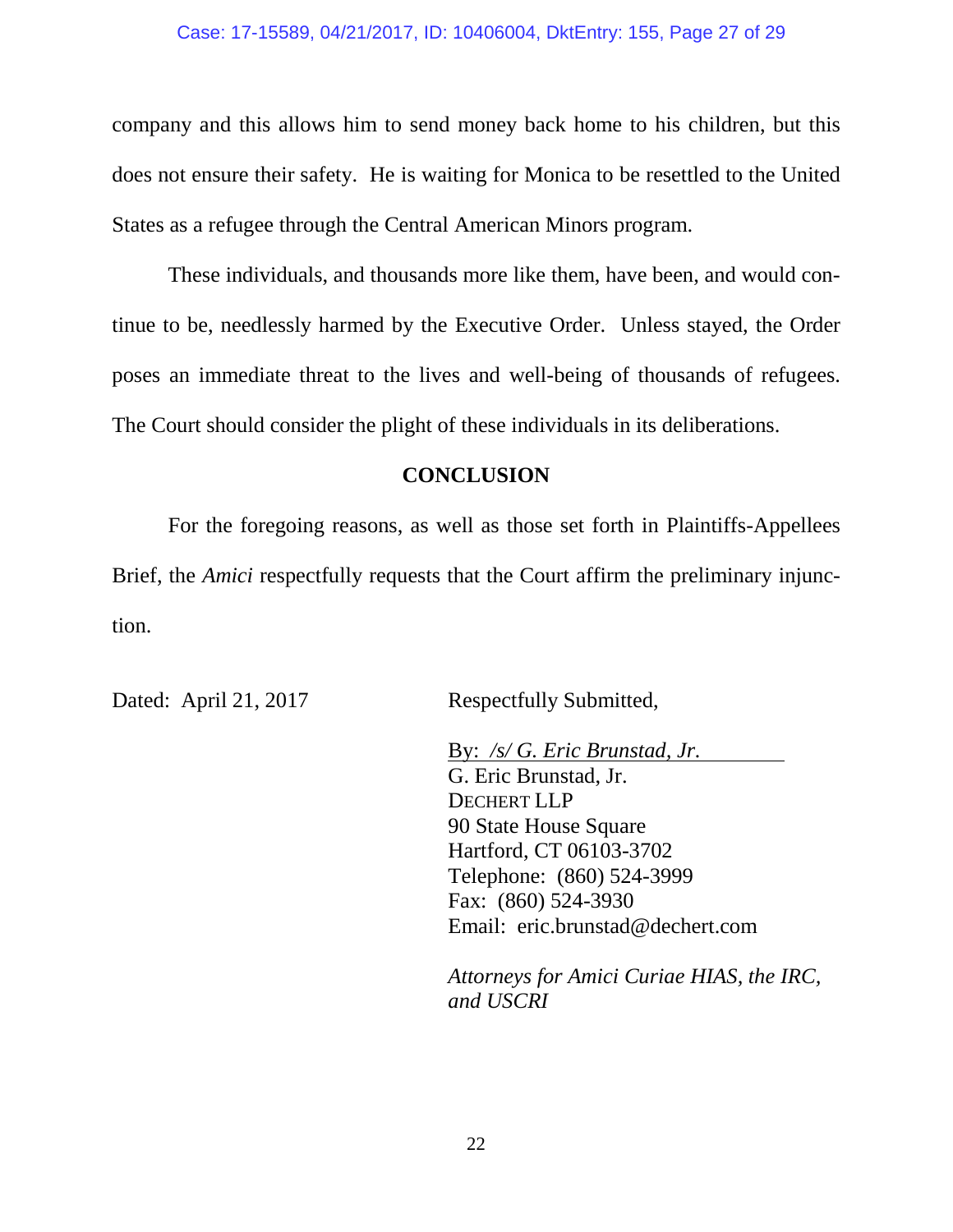company and this allows him to send money back home to his children, but this does not ensure their safety. He is waiting for Monica to be resettled to the United States as a refugee through the Central American Minors program.

These individuals, and thousands more like them, have been, and would continue to be, needlessly harmed by the Executive Order. Unless stayed, the Order poses an immediate threat to the lives and well-being of thousands of refugees. The Court should consider the plight of these individuals in its deliberations.

## CONCLUSION

For the foregoing reasons, as well as those set forth in Plaintiffs-Appellees Brief, the *Amici* respectfully requests that the Court affirm the preliminary injunction.

Dated: April 21, 2017

Respectfully Submitted,

By: */s/ G. Eric Brunstad, Jr.*
G. Eric Brunstad, Jr.
DECHERT LLP
90 State House Square
Hartford, CT 06103-3702
Telephone: (860) 524-3999
Fax: (860) 524-3930
Email: eric.brunstad@dechert.com

*Attorneys for Amici Curiae HIAS, the IRC, and USCRI*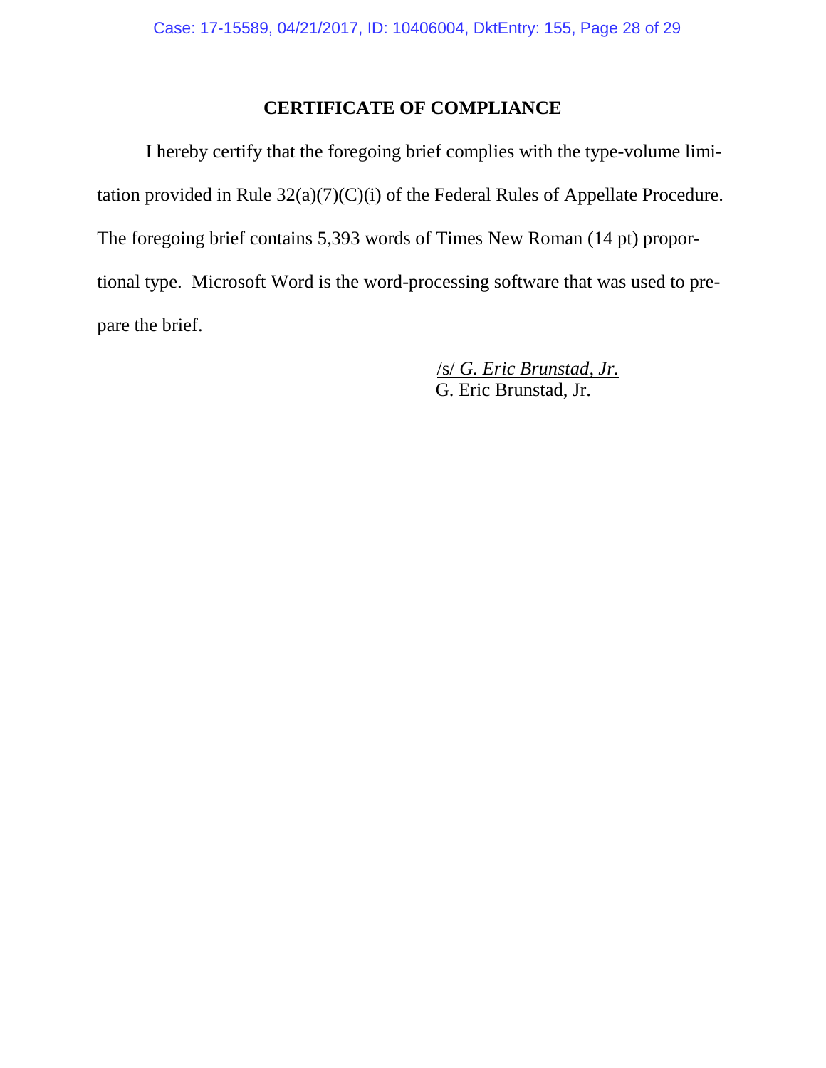# CERTIFICATE OF COMPLIANCE

I hereby certify that the foregoing brief complies with the type-volume limitation provided in Rule 32(a)(7)(C)(i) of the Federal Rules of Appellate Procedure. The foregoing brief contains 5,393 words of Times New Roman (14 pt) proportional type. Microsoft Word is the word-processing software that was used to prepare the brief.

/s/ *G. Eric Brunstad, Jr.*
G. Eric Brunstad, Jr.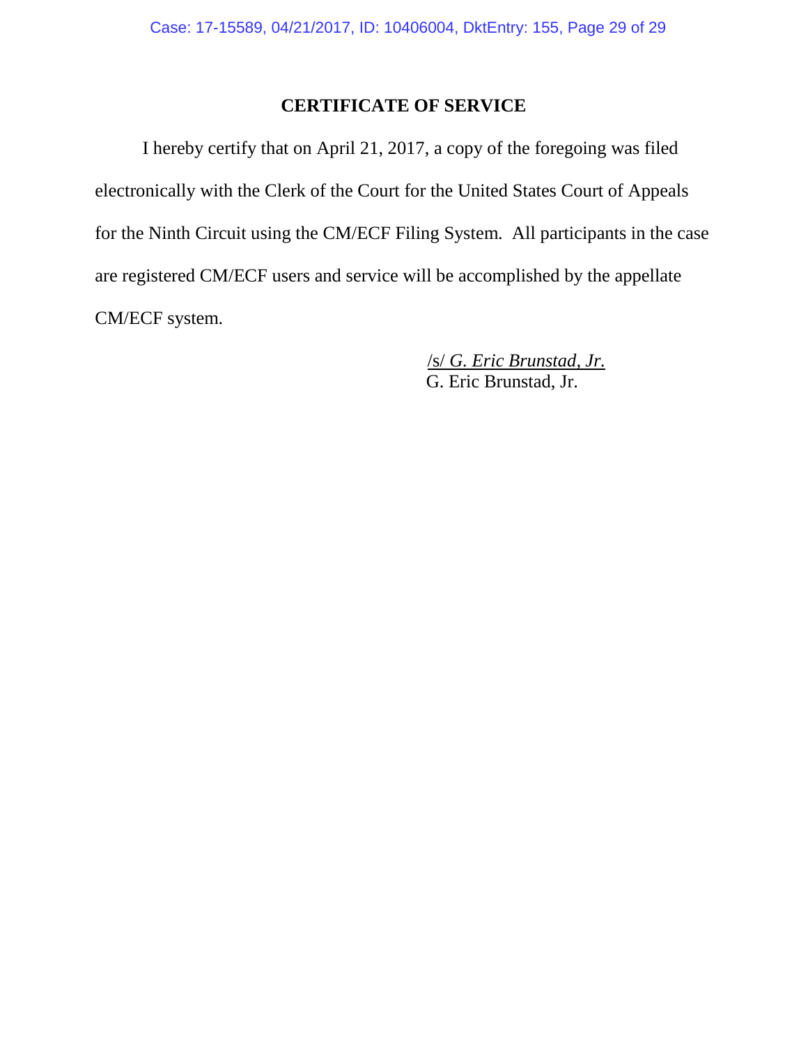## CERTIFICATE OF SERVICE

I hereby certify that on April 21, 2017, a copy of the foregoing was filed electronically with the Clerk of the Court for the United States Court of Appeals for the Ninth Circuit using the CM/ECF Filing System. All participants in the case are registered CM/ECF users and service will be accomplished by the appellate CM/ECF system.

/s/ *G. Eric Brunstad, Jr.*
G. Eric Brunstad, Jr.